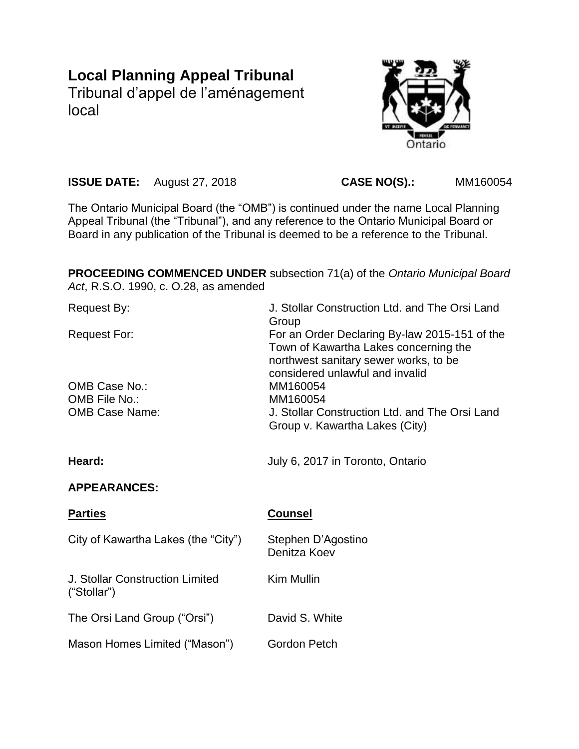# Local Planning Appeal Tribunal

Tribunal d'appel de l'aménagement local

**ISSUE DATE:** August 27, 2018 **CASE NO(S).:** MM160054

The Ontario Municipal Board (the "OMB") is continued under the name Local Planning Appeal Tribunal (the "Tribunal"), and any reference to the Ontario Municipal Board or Board in any publication of the Tribunal is deemed to be a reference to the Tribunal.

**PROCEEDING COMMENCED UNDER** subsection 71(a) of the *Ontario Municipal Board Act*, R.S.O. 1990, c. O.28, as amended

| | |
|---|---|
| Request By: | J. Stollar Construction Ltd. and The Orsi Land Group |
| Request For: | For an Order Declaring By-law 2015-151 of the Town of Kawartha Lakes concerning the northwest sanitary sewer works, to be considered unlawful and invalid |
| OMB Case No.: | MM160054 |
| OMB File No.: | MM160054 |
| OMB Case Name: | J. Stollar Construction Ltd. and The Orsi Land Group v. Kawartha Lakes (City) |

**Heard:** July 6, 2017 in Toronto, Ontario

**APPEARANCES:**

| **Parties** | **Counsel** |
|---|---|
| City of Kawartha Lakes (the "City") | Stephen D'Agostino<br>Denitza Koev |
| J. Stollar Construction Limited ("Stollar") | Kim Mullin |
| The Orsi Land Group ("Orsi") | David S. White |
| Mason Homes Limited ("Mason") | Gordon Petch |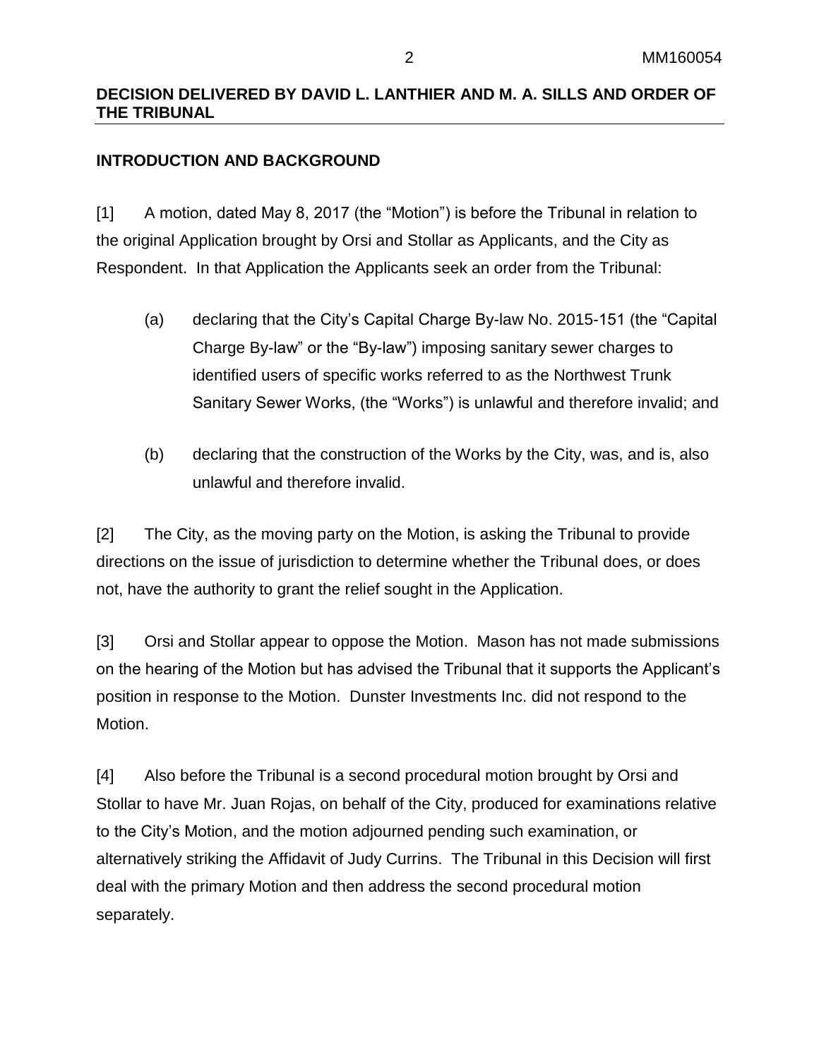**DECISION DELIVERED BY DAVID L. LANTHIER AND M. A. SILLS AND ORDER OF THE TRIBUNAL**

**INTRODUCTION AND BACKGROUND**

[1] A motion, dated May 8, 2017 (the "Motion") is before the Tribunal in relation to the original Application brought by Orsi and Stollar as Applicants, and the City as Respondent. In that Application the Applicants seek an order from the Tribunal:

(a) declaring that the City's Capital Charge By-law No. 2015-151 (the "Capital Charge By-law" or the "By-law") imposing sanitary sewer charges to identified users of specific works referred to as the Northwest Trunk Sanitary Sewer Works, (the "Works") is unlawful and therefore invalid; and

(b) declaring that the construction of the Works by the City, was, and is, also unlawful and therefore invalid.

[2] The City, as the moving party on the Motion, is asking the Tribunal to provide directions on the issue of jurisdiction to determine whether the Tribunal does, or does not, have the authority to grant the relief sought in the Application.

[3] Orsi and Stollar appear to oppose the Motion. Mason has not made submissions on the hearing of the Motion but has advised the Tribunal that it supports the Applicant's position in response to the Motion. Dunster Investments Inc. did not respond to the Motion.

[4] Also before the Tribunal is a second procedural motion brought by Orsi and Stollar to have Mr. Juan Rojas, on behalf of the City, produced for examinations relative to the City's Motion, and the motion adjourned pending such examination, or alternatively striking the Affidavit of Judy Currins. The Tribunal in this Decision will first deal with the primary Motion and then address the second procedural motion separately.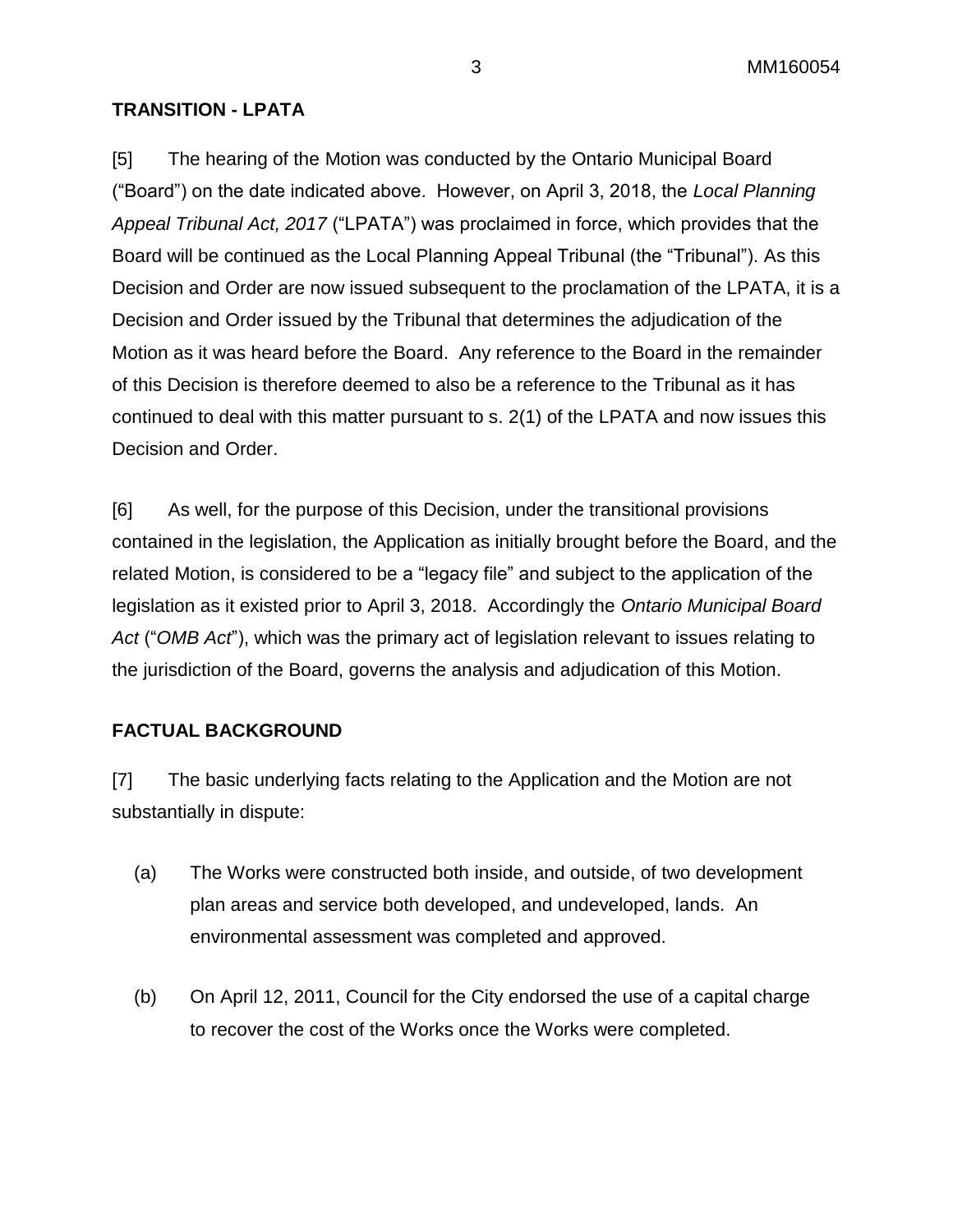**TRANSITION - LPATA**

[5] The hearing of the Motion was conducted by the Ontario Municipal Board ("Board") on the date indicated above. However, on April 3, 2018, the *Local Planning Appeal Tribunal Act, 2017* ("LPATA") was proclaimed in force, which provides that the Board will be continued as the Local Planning Appeal Tribunal (the "Tribunal"). As this Decision and Order are now issued subsequent to the proclamation of the LPATA, it is a Decision and Order issued by the Tribunal that determines the adjudication of the Motion as it was heard before the Board. Any reference to the Board in the remainder of this Decision is therefore deemed to also be a reference to the Tribunal as it has continued to deal with this matter pursuant to s. 2(1) of the LPATA and now issues this Decision and Order.

[6] As well, for the purpose of this Decision, under the transitional provisions contained in the legislation, the Application as initially brought before the Board, and the related Motion, is considered to be a "legacy file" and subject to the application of the legislation as it existed prior to April 3, 2018. Accordingly the *Ontario Municipal Board Act* ("*OMB Act*"), which was the primary act of legislation relevant to issues relating to the jurisdiction of the Board, governs the analysis and adjudication of this Motion.

**FACTUAL BACKGROUND**

[7] The basic underlying facts relating to the Application and the Motion are not substantially in dispute:

(a) The Works were constructed both inside, and outside, of two development plan areas and service both developed, and undeveloped, lands. An environmental assessment was completed and approved.

(b) On April 12, 2011, Council for the City endorsed the use of a capital charge to recover the cost of the Works once the Works were completed.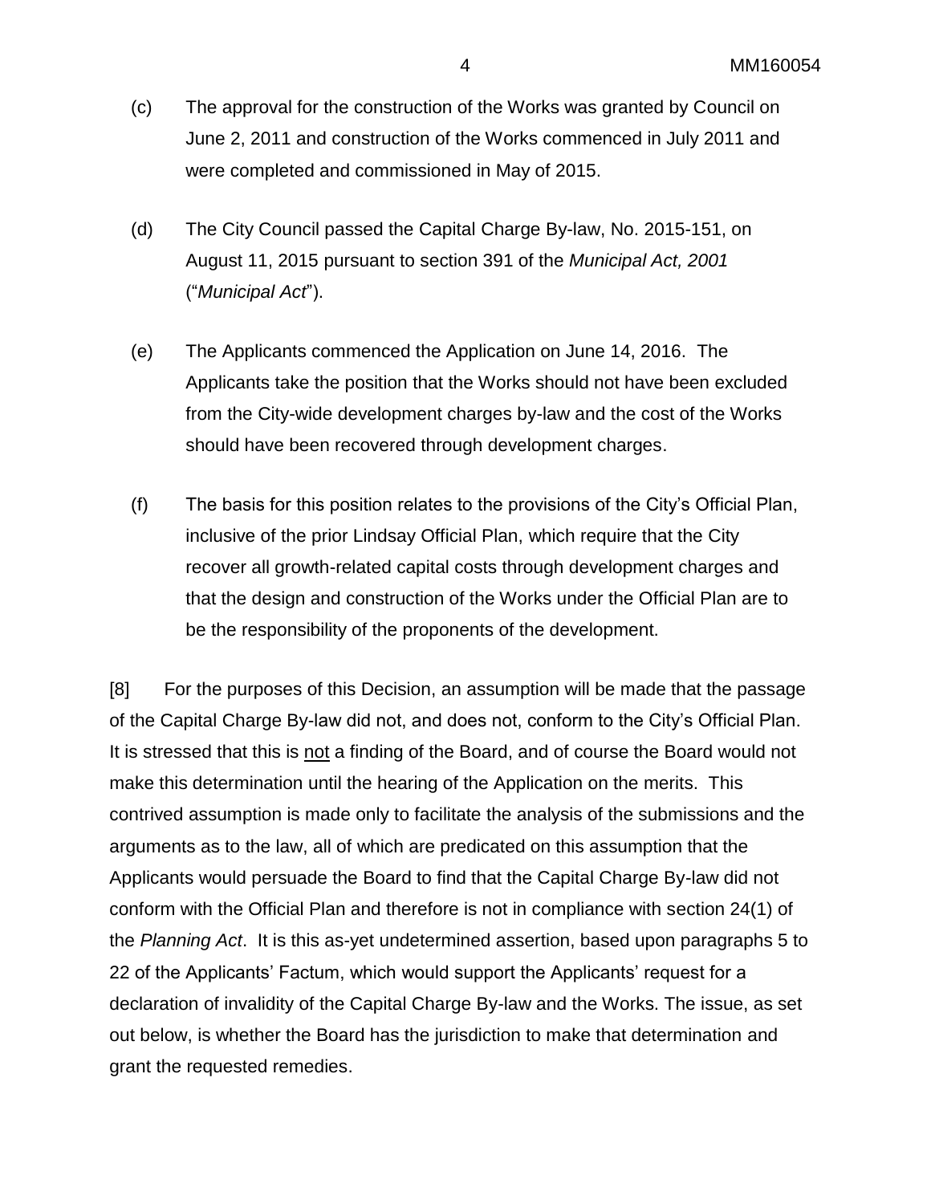(c) The approval for the construction of the Works was granted by Council on June 2, 2011 and construction of the Works commenced in July 2011 and were completed and commissioned in May of 2015.

(d) The City Council passed the Capital Charge By-law, No. 2015-151, on August 11, 2015 pursuant to section 391 of the *Municipal Act, 2001* ("*Municipal Act*").

(e) The Applicants commenced the Application on June 14, 2016. The Applicants take the position that the Works should not have been excluded from the City-wide development charges by-law and the cost of the Works should have been recovered through development charges.

(f) The basis for this position relates to the provisions of the City's Official Plan, inclusive of the prior Lindsay Official Plan, which require that the City recover all growth-related capital costs through development charges and that the design and construction of the Works under the Official Plan are to be the responsibility of the proponents of the development.

[8] For the purposes of this Decision, an assumption will be made that the passage of the Capital Charge By-law did not, and does not, conform to the City's Official Plan. It is stressed that this is <u>not</u> a finding of the Board, and of course the Board would not make this determination until the hearing of the Application on the merits. This contrived assumption is made only to facilitate the analysis of the submissions and the arguments as to the law, all of which are predicated on this assumption that the Applicants would persuade the Board to find that the Capital Charge By-law did not conform with the Official Plan and therefore is not in compliance with section 24(1) of the *Planning Act*. It is this as-yet undetermined assertion, based upon paragraphs 5 to 22 of the Applicants' Factum, which would support the Applicants' request for a declaration of invalidity of the Capital Charge By-law and the Works. The issue, as set out below, is whether the Board has the jurisdiction to make that determination and grant the requested remedies.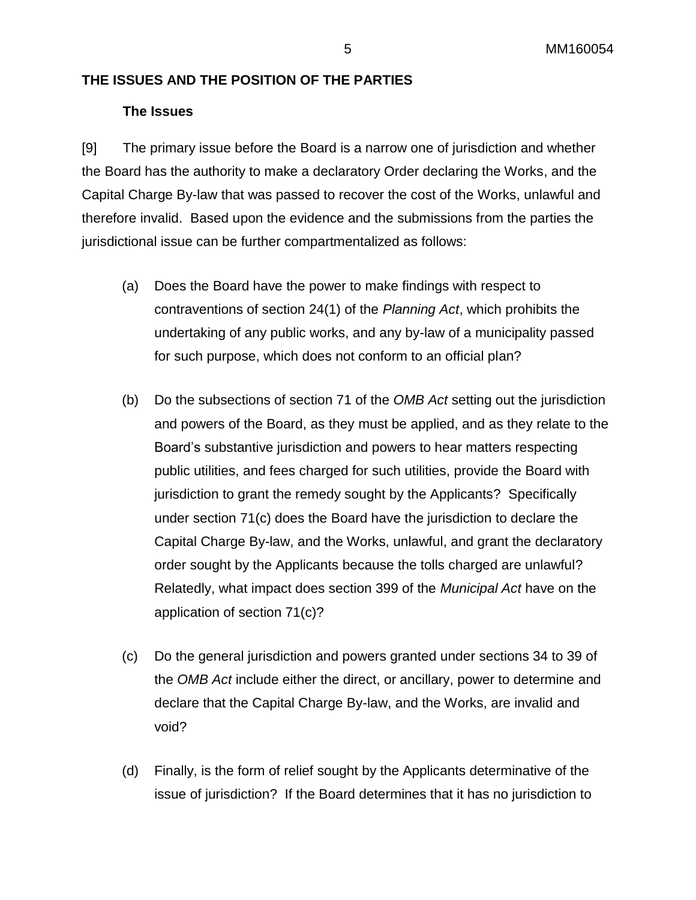## THE ISSUES AND THE POSITION OF THE PARTIES

### The Issues

[9] The primary issue before the Board is a narrow one of jurisdiction and whether the Board has the authority to make a declaratory Order declaring the Works, and the Capital Charge By-law that was passed to recover the cost of the Works, unlawful and therefore invalid. Based upon the evidence and the submissions from the parties the jurisdictional issue can be further compartmentalized as follows:

(a) Does the Board have the power to make findings with respect to contraventions of section 24(1) of the *Planning Act*, which prohibits the undertaking of any public works, and any by-law of a municipality passed for such purpose, which does not conform to an official plan?

(b) Do the subsections of section 71 of the *OMB Act* setting out the jurisdiction and powers of the Board, as they must be applied, and as they relate to the Board's substantive jurisdiction and powers to hear matters respecting public utilities, and fees charged for such utilities, provide the Board with jurisdiction to grant the remedy sought by the Applicants? Specifically under section 71(c) does the Board have the jurisdiction to declare the Capital Charge By-law, and the Works, unlawful, and grant the declaratory order sought by the Applicants because the tolls charged are unlawful? Relatedly, what impact does section 399 of the *Municipal Act* have on the application of section 71(c)?

(c) Do the general jurisdiction and powers granted under sections 34 to 39 of the *OMB Act* include either the direct, or ancillary, power to determine and declare that the Capital Charge By-law, and the Works, are invalid and void?

(d) Finally, is the form of relief sought by the Applicants determinative of the issue of jurisdiction? If the Board determines that it has no jurisdiction to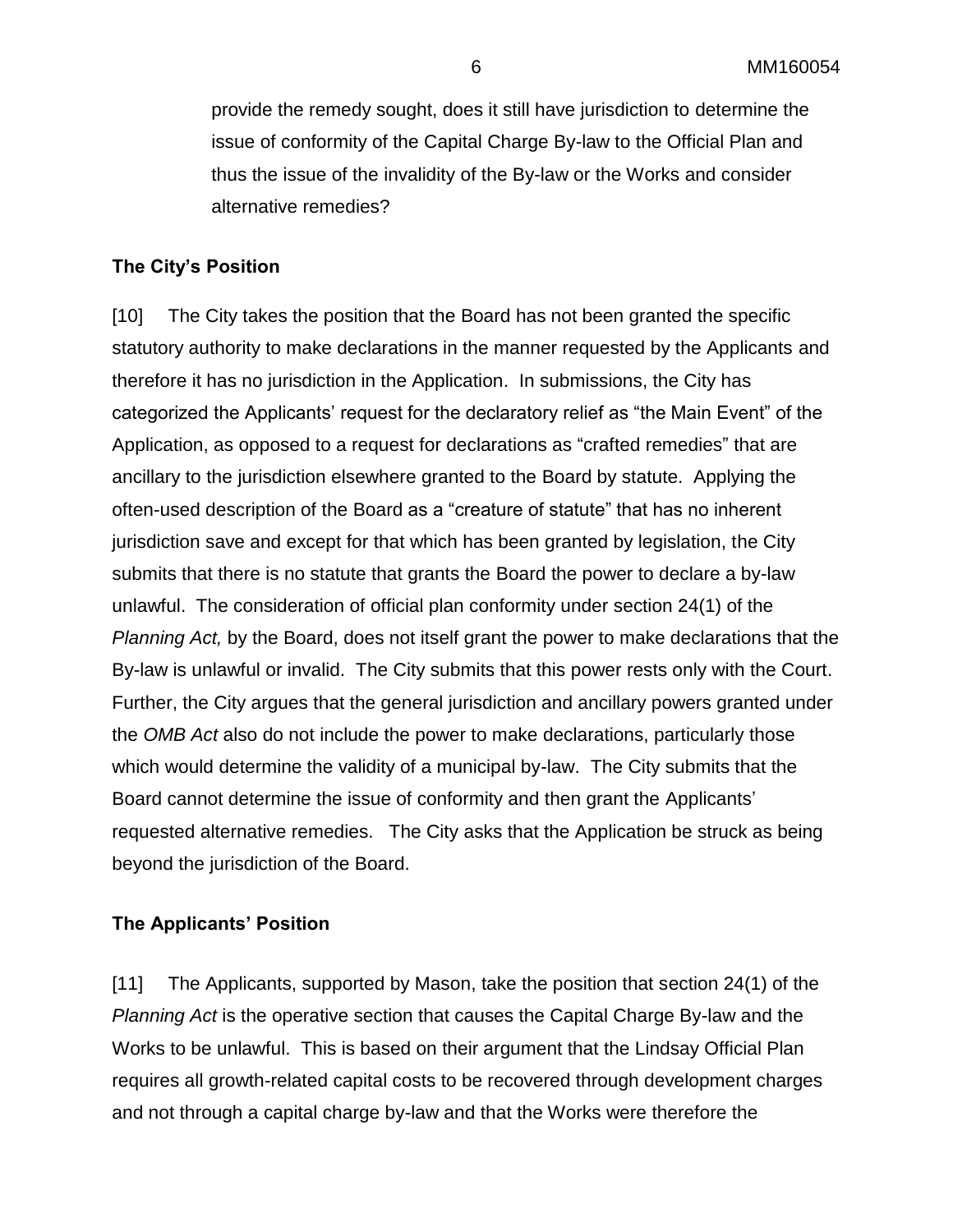provide the remedy sought, does it still have jurisdiction to determine the issue of conformity of the Capital Charge By-law to the Official Plan and thus the issue of the invalidity of the By-law or the Works and consider alternative remedies?

**The City's Position**

[10] The City takes the position that the Board has not been granted the specific statutory authority to make declarations in the manner requested by the Applicants and therefore it has no jurisdiction in the Application. In submissions, the City has categorized the Applicants' request for the declaratory relief as "the Main Event" of the Application, as opposed to a request for declarations as "crafted remedies" that are ancillary to the jurisdiction elsewhere granted to the Board by statute. Applying the often-used description of the Board as a "creature of statute" that has no inherent jurisdiction save and except for that which has been granted by legislation, the City submits that there is no statute that grants the Board the power to declare a by-law unlawful. The consideration of official plan conformity under section 24(1) of the *Planning Act,* by the Board, does not itself grant the power to make declarations that the By-law is unlawful or invalid. The City submits that this power rests only with the Court. Further, the City argues that the general jurisdiction and ancillary powers granted under the *OMB Act* also do not include the power to make declarations, particularly those which would determine the validity of a municipal by-law. The City submits that the Board cannot determine the issue of conformity and then grant the Applicants' requested alternative remedies. The City asks that the Application be struck as being beyond the jurisdiction of the Board.

**The Applicants' Position**

[11] The Applicants, supported by Mason, take the position that section 24(1) of the *Planning Act* is the operative section that causes the Capital Charge By-law and the Works to be unlawful. This is based on their argument that the Lindsay Official Plan requires all growth-related capital costs to be recovered through development charges and not through a capital charge by-law and that the Works were therefore the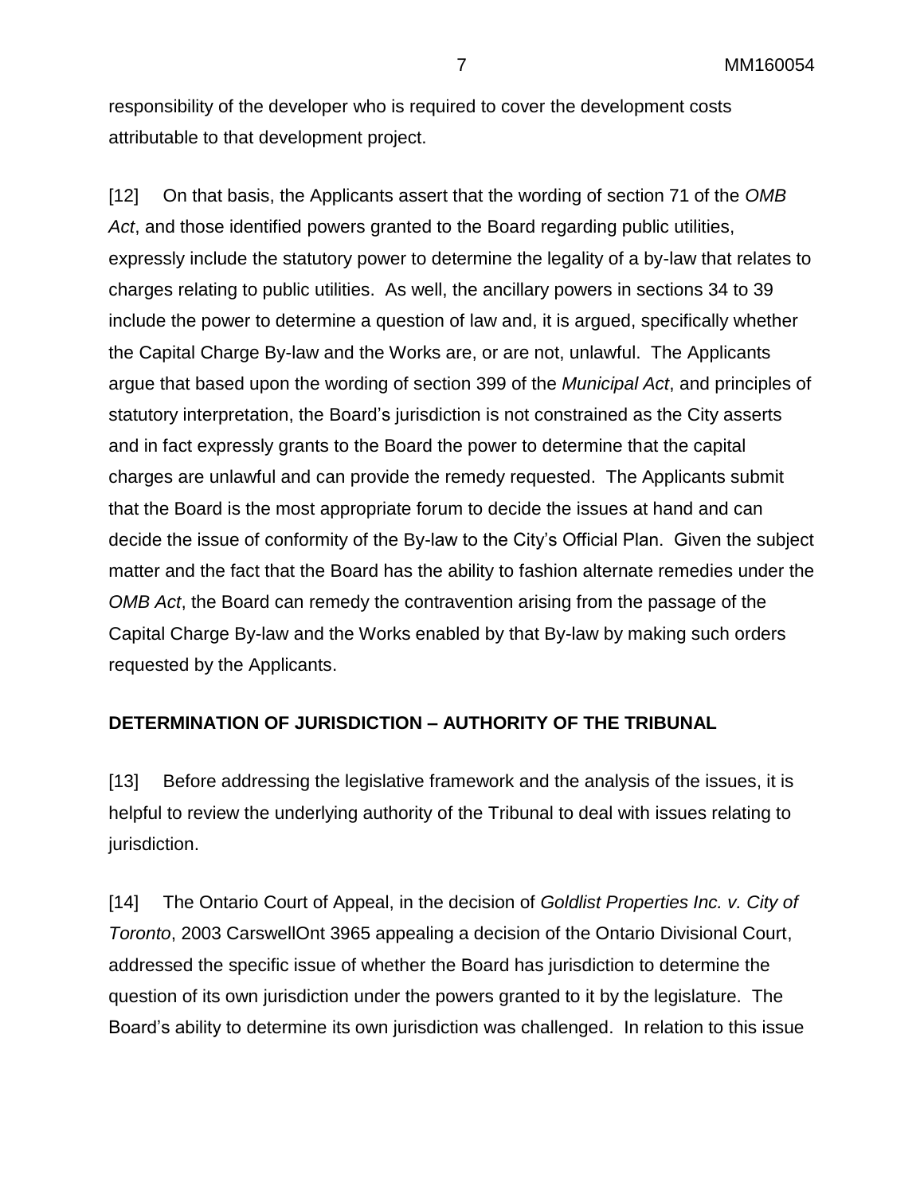responsibility of the developer who is required to cover the development costs attributable to that development project.

[12] On that basis, the Applicants assert that the wording of section 71 of the *OMB Act*, and those identified powers granted to the Board regarding public utilities, expressly include the statutory power to determine the legality of a by-law that relates to charges relating to public utilities. As well, the ancillary powers in sections 34 to 39 include the power to determine a question of law and, it is argued, specifically whether the Capital Charge By-law and the Works are, or are not, unlawful. The Applicants argue that based upon the wording of section 399 of the *Municipal Act*, and principles of statutory interpretation, the Board's jurisdiction is not constrained as the City asserts and in fact expressly grants to the Board the power to determine that the capital charges are unlawful and can provide the remedy requested. The Applicants submit that the Board is the most appropriate forum to decide the issues at hand and can decide the issue of conformity of the By-law to the City's Official Plan. Given the subject matter and the fact that the Board has the ability to fashion alternate remedies under the *OMB Act*, the Board can remedy the contravention arising from the passage of the Capital Charge By-law and the Works enabled by that By-law by making such orders requested by the Applicants.

## DETERMINATION OF JURISDICTION – AUTHORITY OF THE TRIBUNAL

[13] Before addressing the legislative framework and the analysis of the issues, it is helpful to review the underlying authority of the Tribunal to deal with issues relating to jurisdiction.

[14] The Ontario Court of Appeal, in the decision of *Goldlist Properties Inc. v. City of Toronto*, 2003 CarswellOnt 3965 appealing a decision of the Ontario Divisional Court, addressed the specific issue of whether the Board has jurisdiction to determine the question of its own jurisdiction under the powers granted to it by the legislature. The Board's ability to determine its own jurisdiction was challenged. In relation to this issue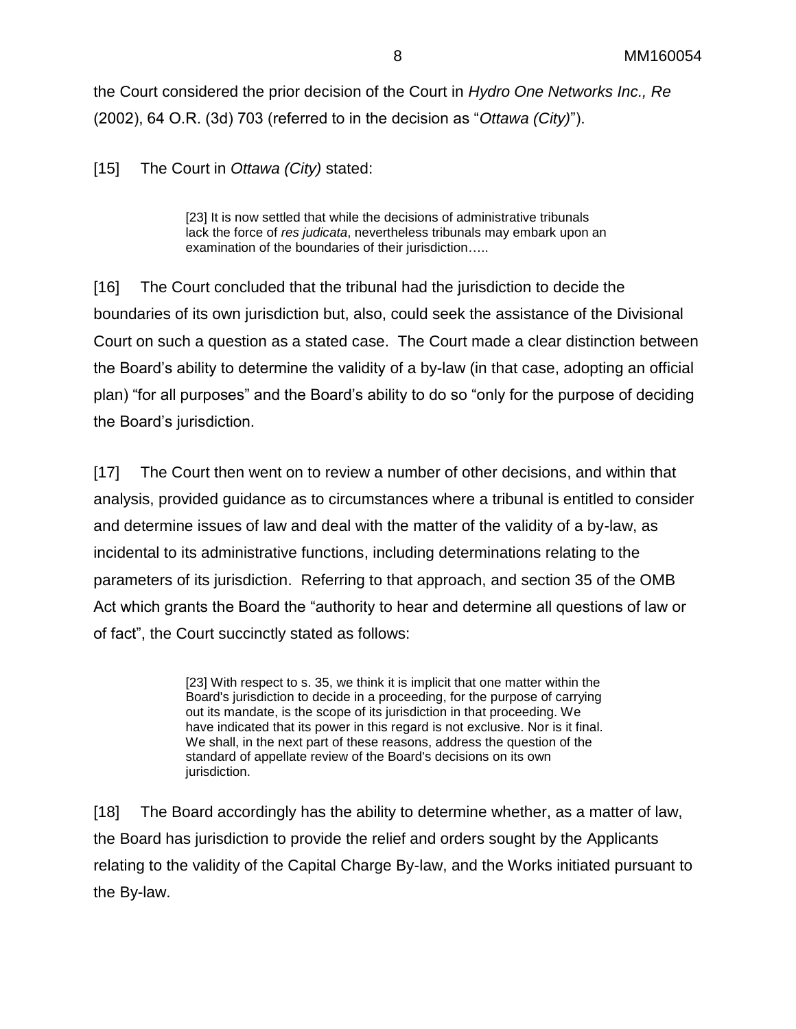the Court considered the prior decision of the Court in *Hydro One Networks Inc., Re* (2002), 64 O.R. (3d) 703 (referred to in the decision as "*Ottawa (City)*").

[15] The Court in *Ottawa (City)* stated:

> [23] It is now settled that while the decisions of administrative tribunals lack the force of *res judicata*, nevertheless tribunals may embark upon an examination of the boundaries of their jurisdiction…..

[16] The Court concluded that the tribunal had the jurisdiction to decide the boundaries of its own jurisdiction but, also, could seek the assistance of the Divisional Court on such a question as a stated case. The Court made a clear distinction between the Board's ability to determine the validity of a by-law (in that case, adopting an official plan) "for all purposes" and the Board's ability to do so "only for the purpose of deciding the Board's jurisdiction.

[17] The Court then went on to review a number of other decisions, and within that analysis, provided guidance as to circumstances where a tribunal is entitled to consider and determine issues of law and deal with the matter of the validity of a by-law, as incidental to its administrative functions, including determinations relating to the parameters of its jurisdiction. Referring to that approach, and section 35 of the OMB Act which grants the Board the "authority to hear and determine all questions of law or of fact", the Court succinctly stated as follows:

> [23] With respect to s. 35, we think it is implicit that one matter within the Board's jurisdiction to decide in a proceeding, for the purpose of carrying out its mandate, is the scope of its jurisdiction in that proceeding. We have indicated that its power in this regard is not exclusive. Nor is it final. We shall, in the next part of these reasons, address the question of the standard of appellate review of the Board's decisions on its own jurisdiction.

[18] The Board accordingly has the ability to determine whether, as a matter of law, the Board has jurisdiction to provide the relief and orders sought by the Applicants relating to the validity of the Capital Charge By-law, and the Works initiated pursuant to the By-law.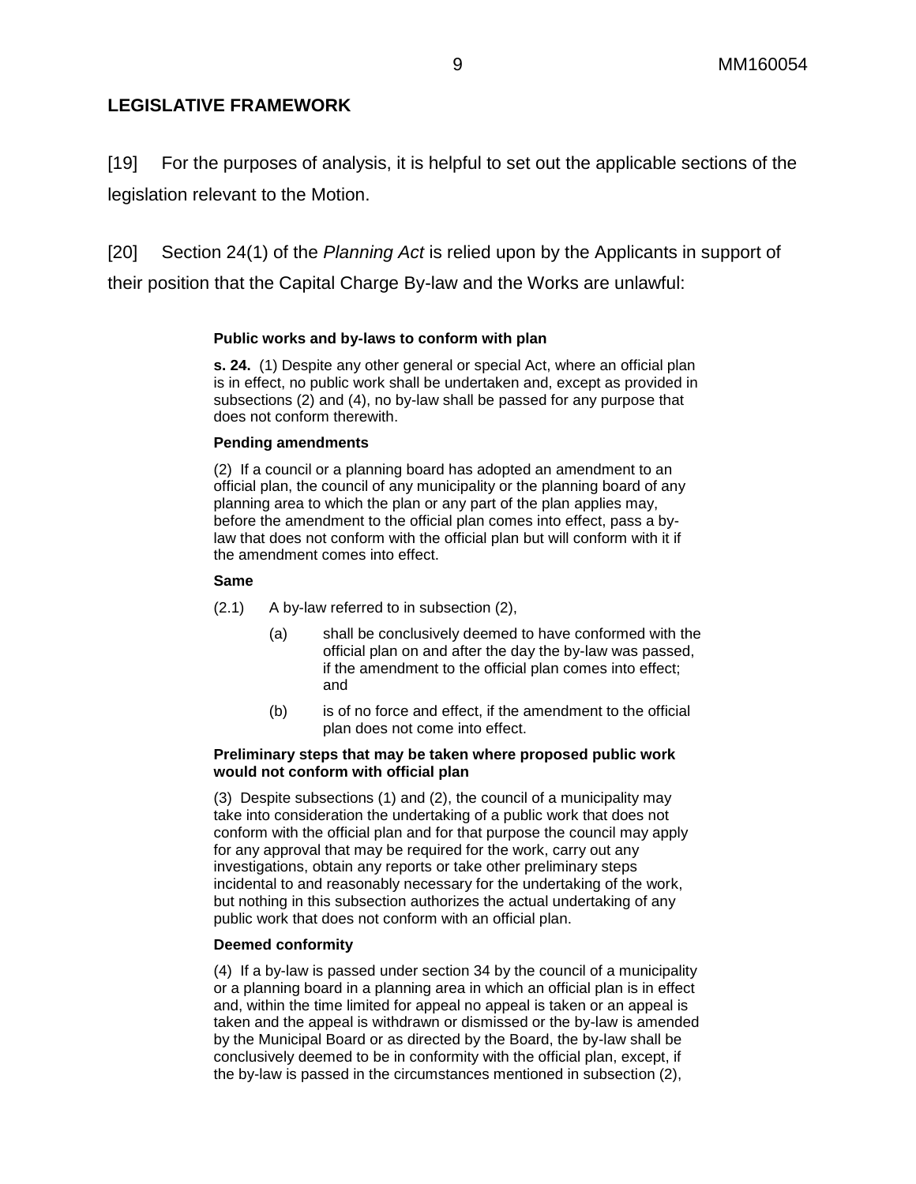## LEGISLATIVE FRAMEWORK

[19] For the purposes of analysis, it is helpful to set out the applicable sections of the legislation relevant to the Motion.

[20] Section 24(1) of the *Planning Act* is relied upon by the Applicants in support of their position that the Capital Charge By-law and the Works are unlawful:

> **Public works and by-laws to conform with plan**
>
> **s. 24.** (1) Despite any other general or special Act, where an official plan is in effect, no public work shall be undertaken and, except as provided in subsections (2) and (4), no by-law shall be passed for any purpose that does not conform therewith.
>
> **Pending amendments**
>
> (2) If a council or a planning board has adopted an amendment to an official plan, the council of any municipality or the planning board of any planning area to which the plan or any part of the plan applies may, before the amendment to the official plan comes into effect, pass a by-law that does not conform with the official plan but will conform with it if the amendment comes into effect.
>
> **Same**
>
> (2.1) A by-law referred to in subsection (2),
>
> (a) shall be conclusively deemed to have conformed with the official plan on and after the day the by-law was passed, if the amendment to the official plan comes into effect; and
>
> (b) is of no force and effect, if the amendment to the official plan does not come into effect.
>
> **Preliminary steps that may be taken where proposed public work would not conform with official plan**
>
> (3) Despite subsections (1) and (2), the council of a municipality may take into consideration the undertaking of a public work that does not conform with the official plan and for that purpose the council may apply for any approval that may be required for the work, carry out any investigations, obtain any reports or take other preliminary steps incidental to and reasonably necessary for the undertaking of the work, but nothing in this subsection authorizes the actual undertaking of any public work that does not conform with an official plan.
>
> **Deemed conformity**
>
> (4) If a by-law is passed under section 34 by the council of a municipality or a planning board in a planning area in which an official plan is in effect and, within the time limited for appeal no appeal is taken or an appeal is taken and the appeal is withdrawn or dismissed or the by-law is amended by the Municipal Board or as directed by the Board, the by-law shall be conclusively deemed to be in conformity with the official plan, except, if the by-law is passed in the circumstances mentioned in subsection (2),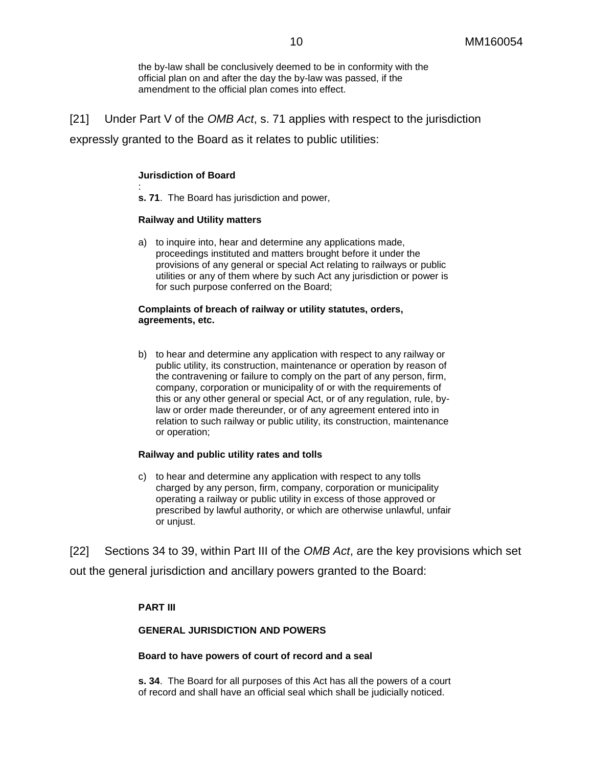the by-law shall be conclusively deemed to be in conformity with the official plan on and after the day the by-law was passed, if the amendment to the official plan comes into effect.

[21] Under Part V of the *OMB Act*, s. 71 applies with respect to the jurisdiction expressly granted to the Board as it relates to public utilities:

> **Jurisdiction of Board**
>
> :
>
> **s. 71**. The Board has jurisdiction and power,
>
> **Railway and Utility matters**
>
> a) to inquire into, hear and determine any applications made, proceedings instituted and matters brought before it under the provisions of any general or special Act relating to railways or public utilities or any of them where by such Act any jurisdiction or power is for such purpose conferred on the Board;
>
> **Complaints of breach of railway or utility statutes, orders, agreements, etc.**
>
> b) to hear and determine any application with respect to any railway or public utility, its construction, maintenance or operation by reason of the contravening or failure to comply on the part of any person, firm, company, corporation or municipality of or with the requirements of this or any other general or special Act, or of any regulation, rule, by-law or order made thereunder, or of any agreement entered into in relation to such railway or public utility, its construction, maintenance or operation;
>
> **Railway and public utility rates and tolls**
>
> c) to hear and determine any application with respect to any tolls charged by any person, firm, company, corporation or municipality operating a railway or public utility in excess of those approved or prescribed by lawful authority, or which are otherwise unlawful, unfair or unjust.

[22] Sections 34 to 39, within Part III of the *OMB Act*, are the key provisions which set out the general jurisdiction and ancillary powers granted to the Board:

> **PART III**
>
> **GENERAL JURISDICTION AND POWERS**
>
> **Board to have powers of court of record and a seal**
>
> **s. 34**. The Board for all purposes of this Act has all the powers of a court of record and shall have an official seal which shall be judicially noticed.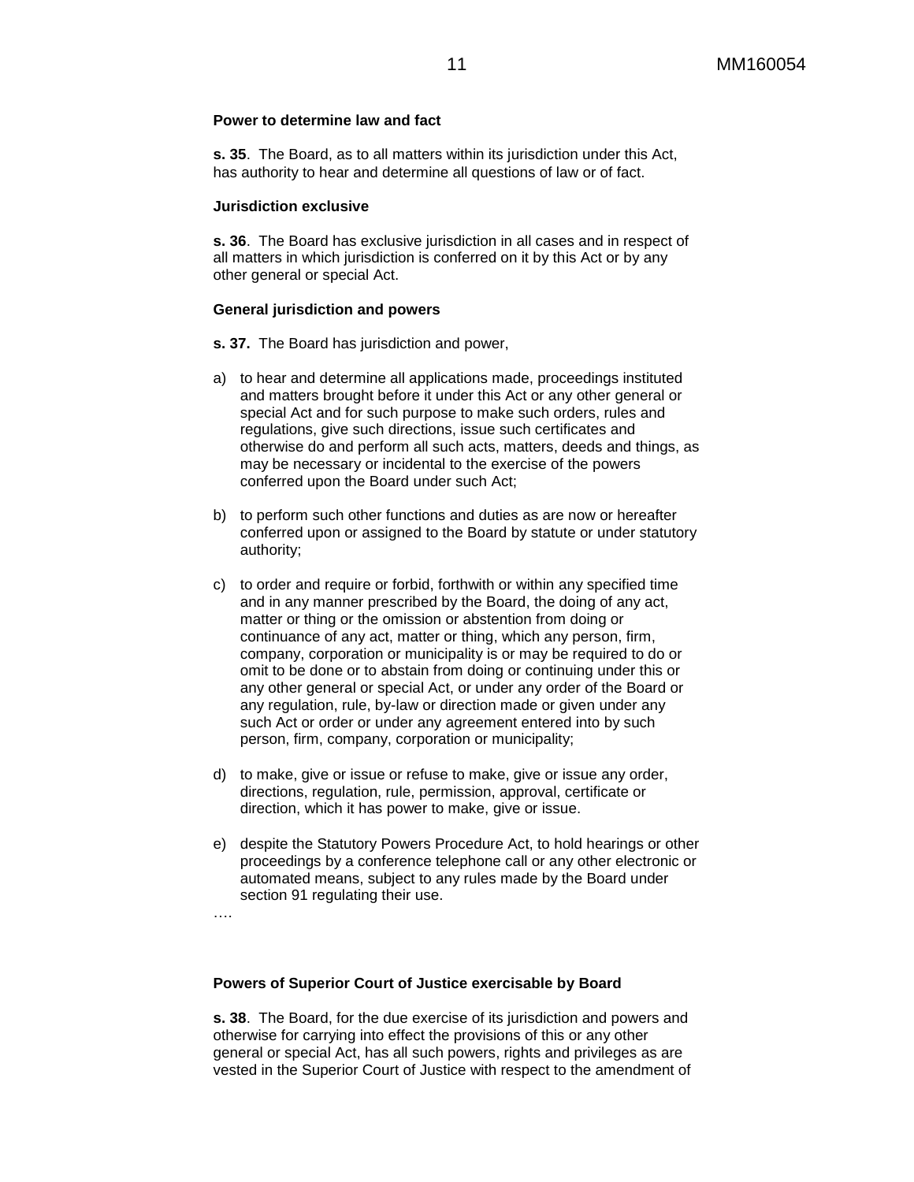**Power to determine law and fact**

**s. 35**. The Board, as to all matters within its jurisdiction under this Act, has authority to hear and determine all questions of law or of fact.

**Jurisdiction exclusive**

**s. 36**. The Board has exclusive jurisdiction in all cases and in respect of all matters in which jurisdiction is conferred on it by this Act or by any other general or special Act.

**General jurisdiction and powers**

**s. 37.** The Board has jurisdiction and power,

a) to hear and determine all applications made, proceedings instituted and matters brought before it under this Act or any other general or special Act and for such purpose to make such orders, rules and regulations, give such directions, issue such certificates and otherwise do and perform all such acts, matters, deeds and things, as may be necessary or incidental to the exercise of the powers conferred upon the Board under such Act;

b) to perform such other functions and duties as are now or hereafter conferred upon or assigned to the Board by statute or under statutory authority;

c) to order and require or forbid, forthwith or within any specified time and in any manner prescribed by the Board, the doing of any act, matter or thing or the omission or abstention from doing or continuance of any act, matter or thing, which any person, firm, company, corporation or municipality is or may be required to do or omit to be done or to abstain from doing or continuing under this or any other general or special Act, or under any order of the Board or any regulation, rule, by-law or direction made or given under any such Act or order or under any agreement entered into by such person, firm, company, corporation or municipality;

d) to make, give or issue or refuse to make, give or issue any order, directions, regulation, rule, permission, approval, certificate or direction, which it has power to make, give or issue.

e) despite the Statutory Powers Procedure Act, to hold hearings or other proceedings by a conference telephone call or any other electronic or automated means, subject to any rules made by the Board under section 91 regulating their use.

….

**Powers of Superior Court of Justice exercisable by Board**

**s. 38**. The Board, for the due exercise of its jurisdiction and powers and otherwise for carrying into effect the provisions of this or any other general or special Act, has all such powers, rights and privileges as are vested in the Superior Court of Justice with respect to the amendment of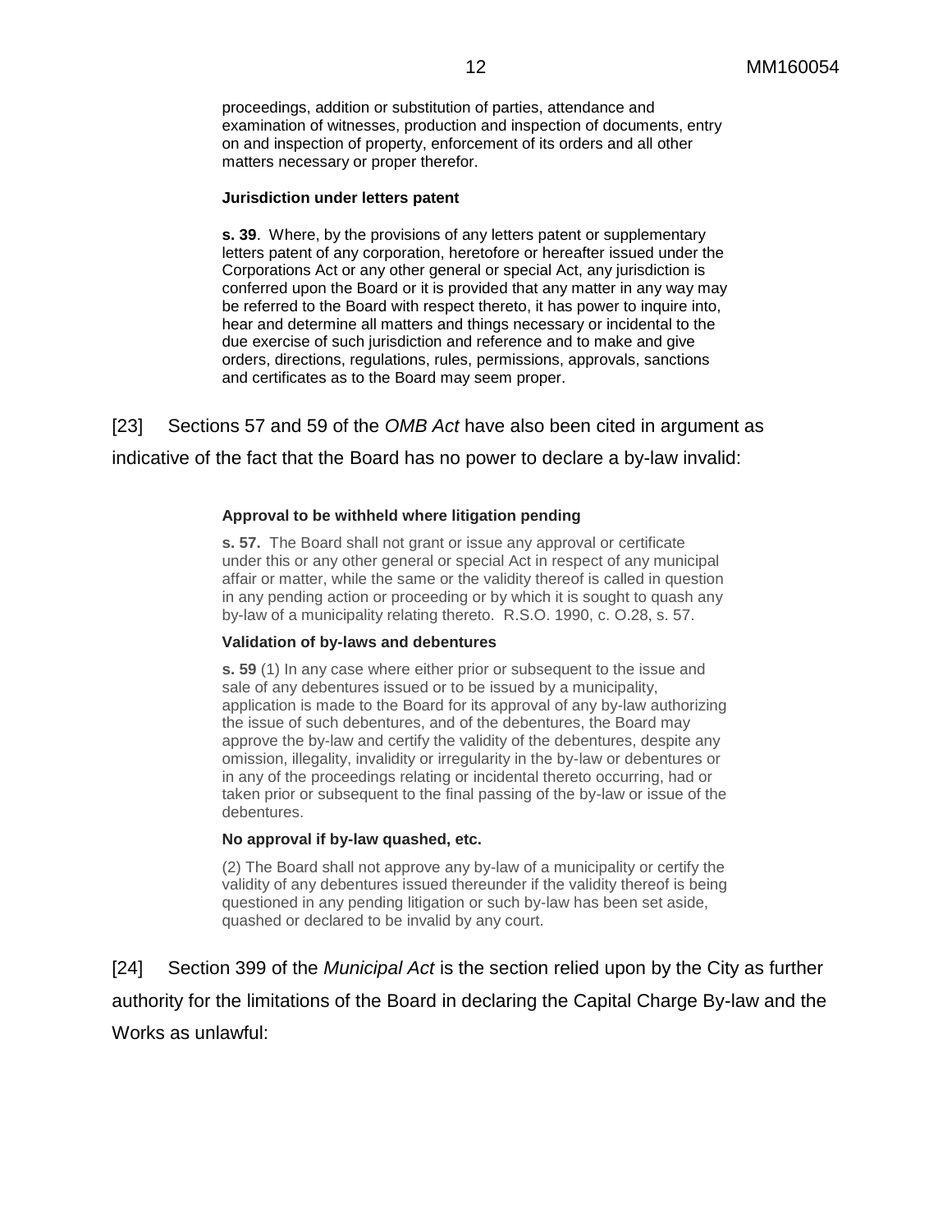proceedings, addition or substitution of parties, attendance and examination of witnesses, production and inspection of documents, entry on and inspection of property, enforcement of its orders and all other matters necessary or proper therefor.

**Jurisdiction under letters patent**

**s. 39**. Where, by the provisions of any letters patent or supplementary letters patent of any corporation, heretofore or hereafter issued under the Corporations Act or any other general or special Act, any jurisdiction is conferred upon the Board or it is provided that any matter in any way may be referred to the Board with respect thereto, it has power to inquire into, hear and determine all matters and things necessary or incidental to the due exercise of such jurisdiction and reference and to make and give orders, directions, regulations, rules, permissions, approvals, sanctions and certificates as to the Board may seem proper.

[23] Sections 57 and 59 of the *OMB Act* have also been cited in argument as indicative of the fact that the Board has no power to declare a by-law invalid:

**Approval to be withheld where litigation pending**

**s. 57.** The Board shall not grant or issue any approval or certificate under this or any other general or special Act in respect of any municipal affair or matter, while the same or the validity thereof is called in question in any pending action or proceeding or by which it is sought to quash any by-law of a municipality relating thereto. R.S.O. 1990, c. O.28, s. 57.

**Validation of by-laws and debentures**

**s. 59** (1) In any case where either prior or subsequent to the issue and sale of any debentures issued or to be issued by a municipality, application is made to the Board for its approval of any by-law authorizing the issue of such debentures, and of the debentures, the Board may approve the by-law and certify the validity of the debentures, despite any omission, illegality, invalidity or irregularity in the by-law or debentures or in any of the proceedings relating or incidental thereto occurring, had or taken prior or subsequent to the final passing of the by-law or issue of the debentures.

**No approval if by-law quashed, etc.**

(2) The Board shall not approve any by-law of a municipality or certify the validity of any debentures issued thereunder if the validity thereof is being questioned in any pending litigation or such by-law has been set aside, quashed or declared to be invalid by any court.

[24] Section 399 of the *Municipal Act* is the section relied upon by the City as further authority for the limitations of the Board in declaring the Capital Charge By-law and the Works as unlawful: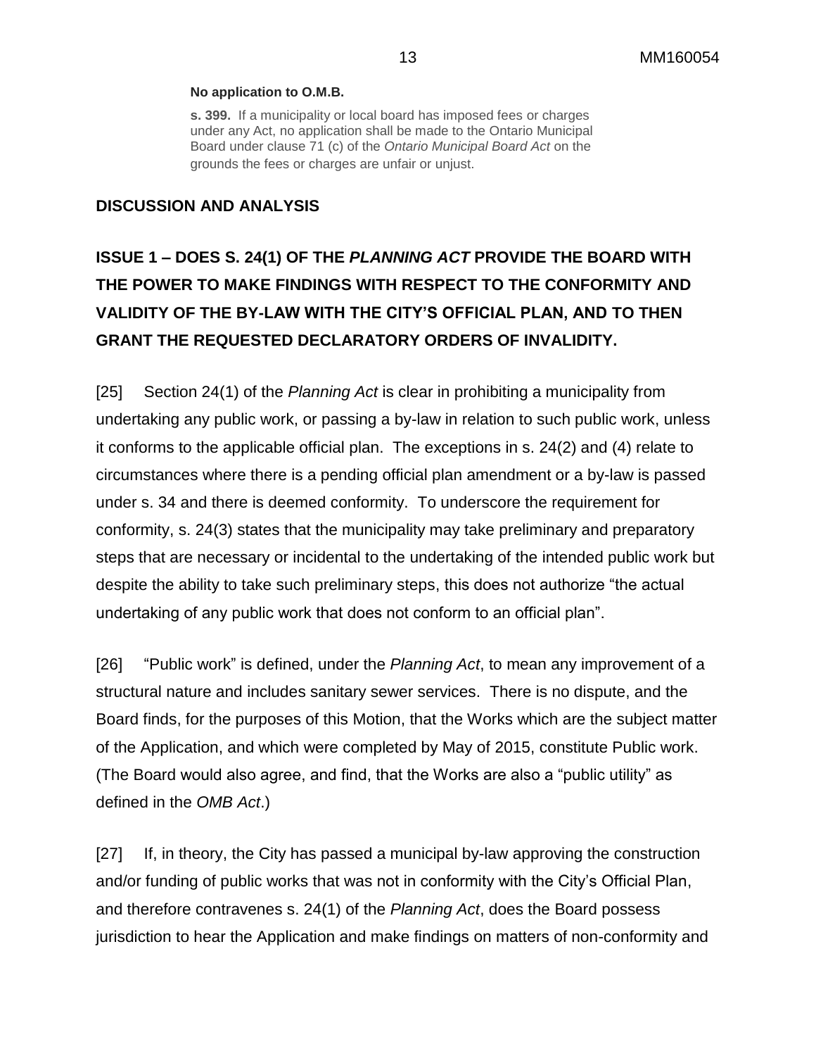**No application to O.M.B.**

**s. 399.** If a municipality or local board has imposed fees or charges under any Act, no application shall be made to the Ontario Municipal Board under clause 71 (c) of the *Ontario Municipal Board Act* on the grounds the fees or charges are unfair or unjust.

## DISCUSSION AND ANALYSIS

## ISSUE 1 – DOES S. 24(1) OF THE *PLANNING ACT* PROVIDE THE BOARD WITH THE POWER TO MAKE FINDINGS WITH RESPECT TO THE CONFORMITY AND VALIDITY OF THE BY-LAW WITH THE CITY'S OFFICIAL PLAN, AND TO THEN GRANT THE REQUESTED DECLARATORY ORDERS OF INVALIDITY.

[25] Section 24(1) of the *Planning Act* is clear in prohibiting a municipality from undertaking any public work, or passing a by-law in relation to such public work, unless it conforms to the applicable official plan. The exceptions in s. 24(2) and (4) relate to circumstances where there is a pending official plan amendment or a by-law is passed under s. 34 and there is deemed conformity. To underscore the requirement for conformity, s. 24(3) states that the municipality may take preliminary and preparatory steps that are necessary or incidental to the undertaking of the intended public work but despite the ability to take such preliminary steps, this does not authorize "the actual undertaking of any public work that does not conform to an official plan".

[26] "Public work" is defined, under the *Planning Act*, to mean any improvement of a structural nature and includes sanitary sewer services. There is no dispute, and the Board finds, for the purposes of this Motion, that the Works which are the subject matter of the Application, and which were completed by May of 2015, constitute Public work. (The Board would also agree, and find, that the Works are also a "public utility" as defined in the *OMB Act*.)

[27] If, in theory, the City has passed a municipal by-law approving the construction and/or funding of public works that was not in conformity with the City's Official Plan, and therefore contravenes s. 24(1) of the *Planning Act*, does the Board possess jurisdiction to hear the Application and make findings on matters of non-conformity and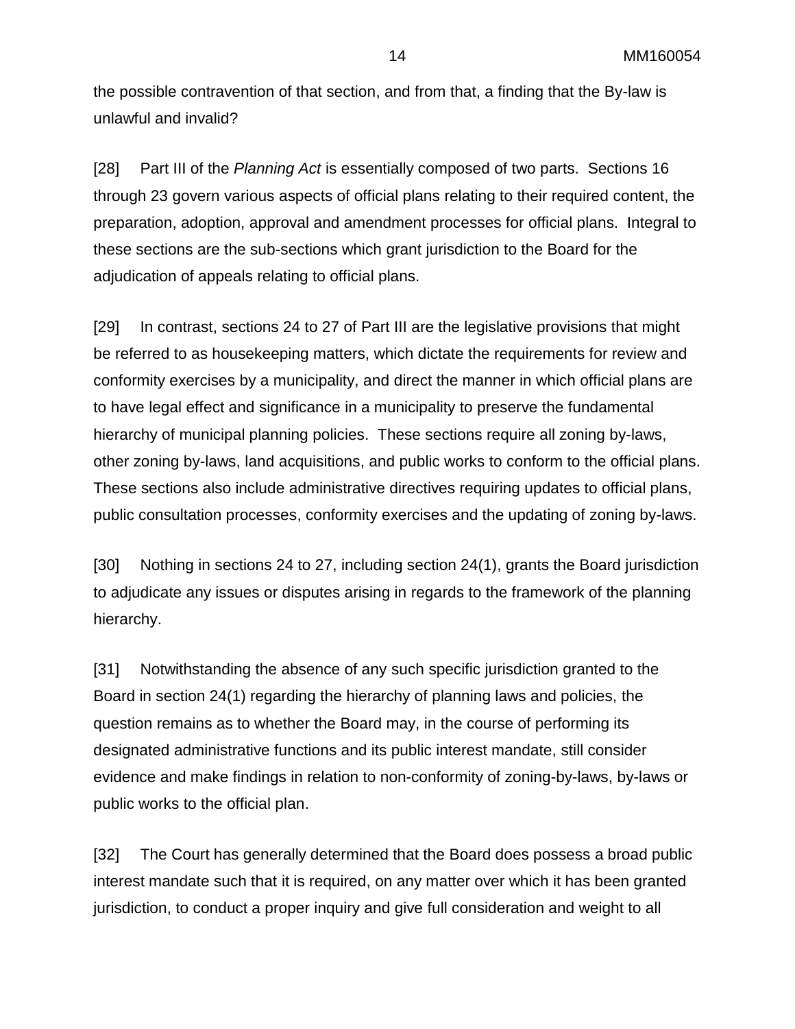the possible contravention of that section, and from that, a finding that the By-law is unlawful and invalid?

[28] Part III of the *Planning Act* is essentially composed of two parts. Sections 16 through 23 govern various aspects of official plans relating to their required content, the preparation, adoption, approval and amendment processes for official plans. Integral to these sections are the sub-sections which grant jurisdiction to the Board for the adjudication of appeals relating to official plans.

[29] In contrast, sections 24 to 27 of Part III are the legislative provisions that might be referred to as housekeeping matters, which dictate the requirements for review and conformity exercises by a municipality, and direct the manner in which official plans are to have legal effect and significance in a municipality to preserve the fundamental hierarchy of municipal planning policies. These sections require all zoning by-laws, other zoning by-laws, land acquisitions, and public works to conform to the official plans. These sections also include administrative directives requiring updates to official plans, public consultation processes, conformity exercises and the updating of zoning by-laws.

[30] Nothing in sections 24 to 27, including section 24(1), grants the Board jurisdiction to adjudicate any issues or disputes arising in regards to the framework of the planning hierarchy.

[31] Notwithstanding the absence of any such specific jurisdiction granted to the Board in section 24(1) regarding the hierarchy of planning laws and policies, the question remains as to whether the Board may, in the course of performing its designated administrative functions and its public interest mandate, still consider evidence and make findings in relation to non-conformity of zoning-by-laws, by-laws or public works to the official plan.

[32] The Court has generally determined that the Board does possess a broad public interest mandate such that it is required, on any matter over which it has been granted jurisdiction, to conduct a proper inquiry and give full consideration and weight to all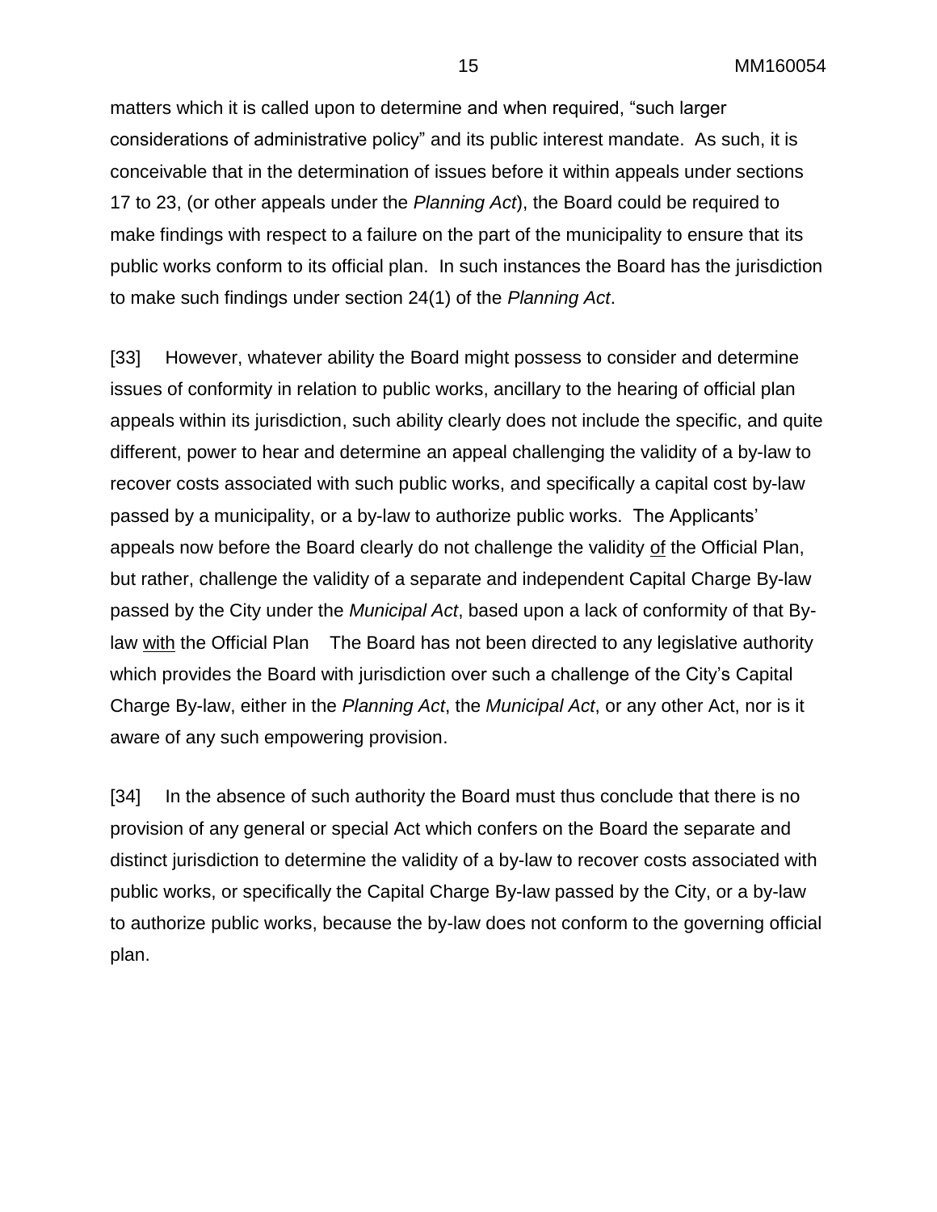matters which it is called upon to determine and when required, "such larger considerations of administrative policy" and its public interest mandate. As such, it is conceivable that in the determination of issues before it within appeals under sections 17 to 23, (or other appeals under the *Planning Act*), the Board could be required to make findings with respect to a failure on the part of the municipality to ensure that its public works conform to its official plan. In such instances the Board has the jurisdiction to make such findings under section 24(1) of the *Planning Act*.

[33] However, whatever ability the Board might possess to consider and determine issues of conformity in relation to public works, ancillary to the hearing of official plan appeals within its jurisdiction, such ability clearly does not include the specific, and quite different, power to hear and determine an appeal challenging the validity of a by-law to recover costs associated with such public works, and specifically a capital cost by-law passed by a municipality, or a by-law to authorize public works. The Applicants' appeals now before the Board clearly do not challenge the validity <u>of</u> the Official Plan, but rather, challenge the validity of a separate and independent Capital Charge By-law passed by the City under the *Municipal Act*, based upon a lack of conformity of that By-law <u>with</u> the Official Plan The Board has not been directed to any legislative authority which provides the Board with jurisdiction over such a challenge of the City's Capital Charge By-law, either in the *Planning Act*, the *Municipal Act*, or any other Act, nor is it aware of any such empowering provision.

[34] In the absence of such authority the Board must thus conclude that there is no provision of any general or special Act which confers on the Board the separate and distinct jurisdiction to determine the validity of a by-law to recover costs associated with public works, or specifically the Capital Charge By-law passed by the City, or a by-law to authorize public works, because the by-law does not conform to the governing official plan.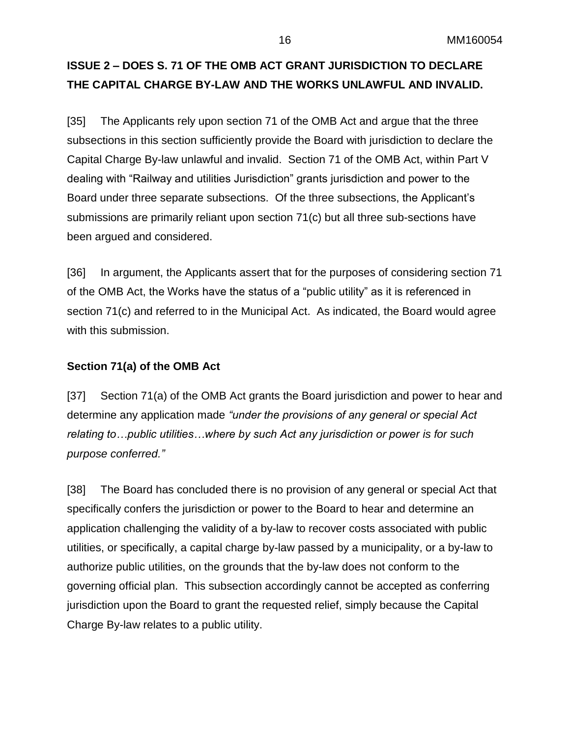**ISSUE 2 – DOES S. 71 OF THE OMB ACT GRANT JURISDICTION TO DECLARE THE CAPITAL CHARGE BY-LAW AND THE WORKS UNLAWFUL AND INVALID.**

[35] The Applicants rely upon section 71 of the OMB Act and argue that the three subsections in this section sufficiently provide the Board with jurisdiction to declare the Capital Charge By-law unlawful and invalid. Section 71 of the OMB Act, within Part V dealing with "Railway and utilities Jurisdiction" grants jurisdiction and power to the Board under three separate subsections. Of the three subsections, the Applicant's submissions are primarily reliant upon section 71(c) but all three sub-sections have been argued and considered.

[36] In argument, the Applicants assert that for the purposes of considering section 71 of the OMB Act, the Works have the status of a "public utility" as it is referenced in section 71(c) and referred to in the Municipal Act. As indicated, the Board would agree with this submission.

**Section 71(a) of the OMB Act**

[37] Section 71(a) of the OMB Act grants the Board jurisdiction and power to hear and determine any application made *"under the provisions of any general or special Act relating to…public utilities…where by such Act any jurisdiction or power is for such purpose conferred."*

[38] The Board has concluded there is no provision of any general or special Act that specifically confers the jurisdiction or power to the Board to hear and determine an application challenging the validity of a by-law to recover costs associated with public utilities, or specifically, a capital charge by-law passed by a municipality, or a by-law to authorize public utilities, on the grounds that the by-law does not conform to the governing official plan. This subsection accordingly cannot be accepted as conferring jurisdiction upon the Board to grant the requested relief, simply because the Capital Charge By-law relates to a public utility.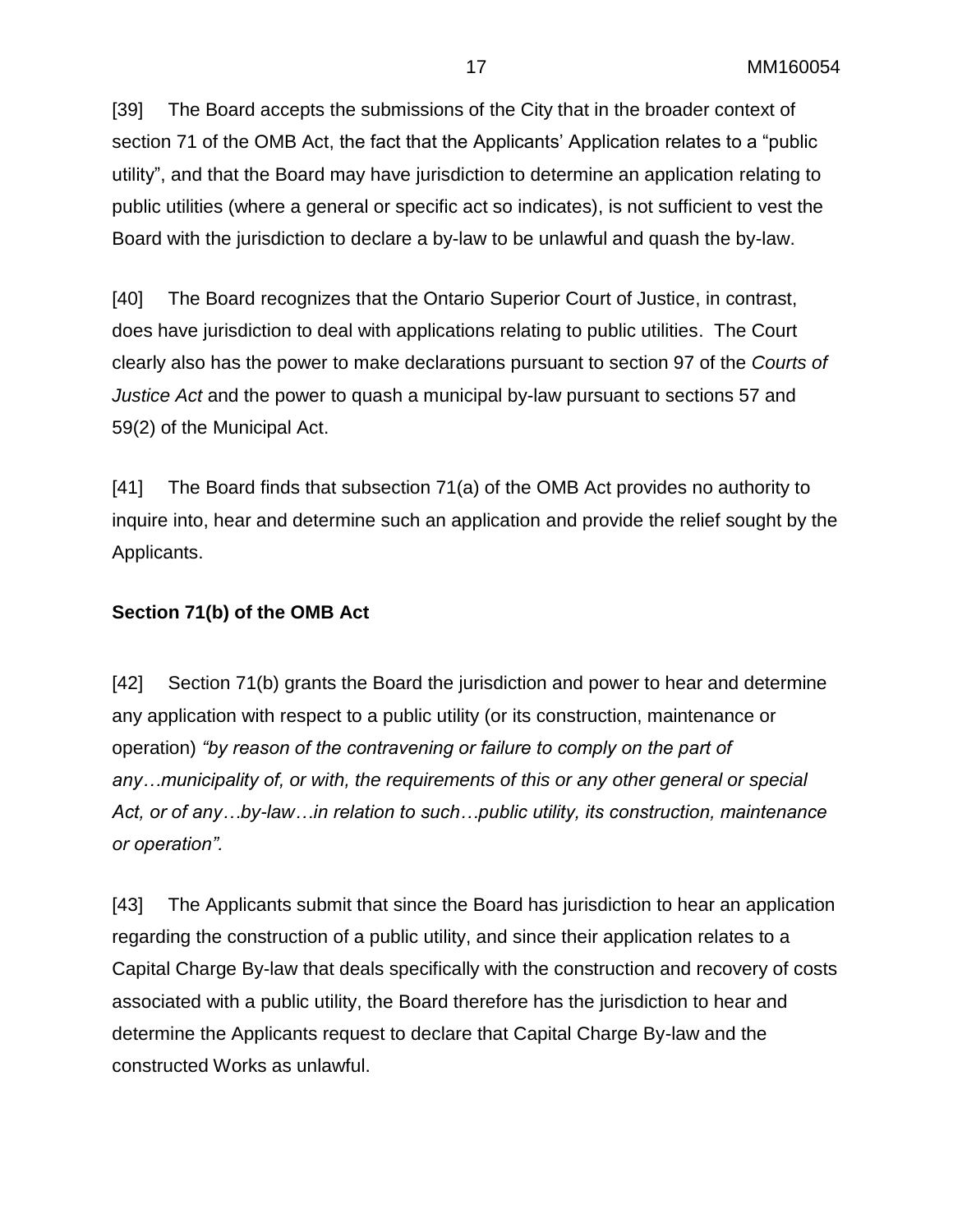[39] The Board accepts the submissions of the City that in the broader context of section 71 of the OMB Act, the fact that the Applicants' Application relates to a "public utility", and that the Board may have jurisdiction to determine an application relating to public utilities (where a general or specific act so indicates), is not sufficient to vest the Board with the jurisdiction to declare a by-law to be unlawful and quash the by-law.

[40] The Board recognizes that the Ontario Superior Court of Justice, in contrast, does have jurisdiction to deal with applications relating to public utilities. The Court clearly also has the power to make declarations pursuant to section 97 of the *Courts of Justice Act* and the power to quash a municipal by-law pursuant to sections 57 and 59(2) of the Municipal Act.

[41] The Board finds that subsection 71(a) of the OMB Act provides no authority to inquire into, hear and determine such an application and provide the relief sought by the Applicants.

**Section 71(b) of the OMB Act**

[42] Section 71(b) grants the Board the jurisdiction and power to hear and determine any application with respect to a public utility (or its construction, maintenance or operation) *"by reason of the contravening or failure to comply on the part of any…municipality of, or with, the requirements of this or any other general or special Act, or of any…by-law…in relation to such…public utility, its construction, maintenance or operation".*

[43] The Applicants submit that since the Board has jurisdiction to hear an application regarding the construction of a public utility, and since their application relates to a Capital Charge By-law that deals specifically with the construction and recovery of costs associated with a public utility, the Board therefore has the jurisdiction to hear and determine the Applicants request to declare that Capital Charge By-law and the constructed Works as unlawful.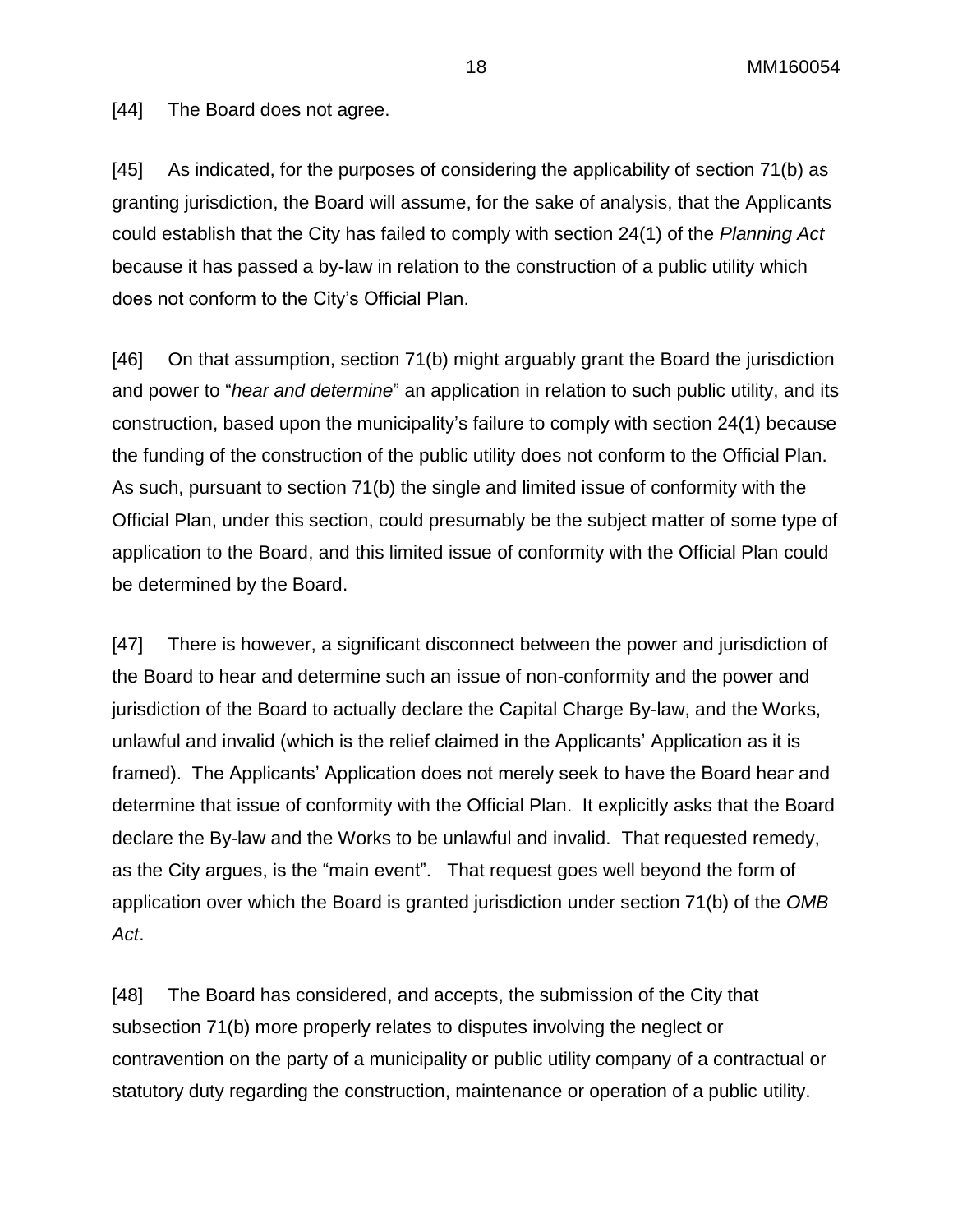[44] The Board does not agree.

[45] As indicated, for the purposes of considering the applicability of section 71(b) as granting jurisdiction, the Board will assume, for the sake of analysis, that the Applicants could establish that the City has failed to comply with section 24(1) of the *Planning Act* because it has passed a by-law in relation to the construction of a public utility which does not conform to the City's Official Plan.

[46] On that assumption, section 71(b) might arguably grant the Board the jurisdiction and power to "*hear and determine*" an application in relation to such public utility, and its construction, based upon the municipality's failure to comply with section 24(1) because the funding of the construction of the public utility does not conform to the Official Plan. As such, pursuant to section 71(b) the single and limited issue of conformity with the Official Plan, under this section, could presumably be the subject matter of some type of application to the Board, and this limited issue of conformity with the Official Plan could be determined by the Board.

[47] There is however, a significant disconnect between the power and jurisdiction of the Board to hear and determine such an issue of non-conformity and the power and jurisdiction of the Board to actually declare the Capital Charge By-law, and the Works, unlawful and invalid (which is the relief claimed in the Applicants' Application as it is framed). The Applicants' Application does not merely seek to have the Board hear and determine that issue of conformity with the Official Plan. It explicitly asks that the Board declare the By-law and the Works to be unlawful and invalid. That requested remedy, as the City argues, is the "main event". That request goes well beyond the form of application over which the Board is granted jurisdiction under section 71(b) of the *OMB Act*.

[48] The Board has considered, and accepts, the submission of the City that subsection 71(b) more properly relates to disputes involving the neglect or contravention on the party of a municipality or public utility company of a contractual or statutory duty regarding the construction, maintenance or operation of a public utility.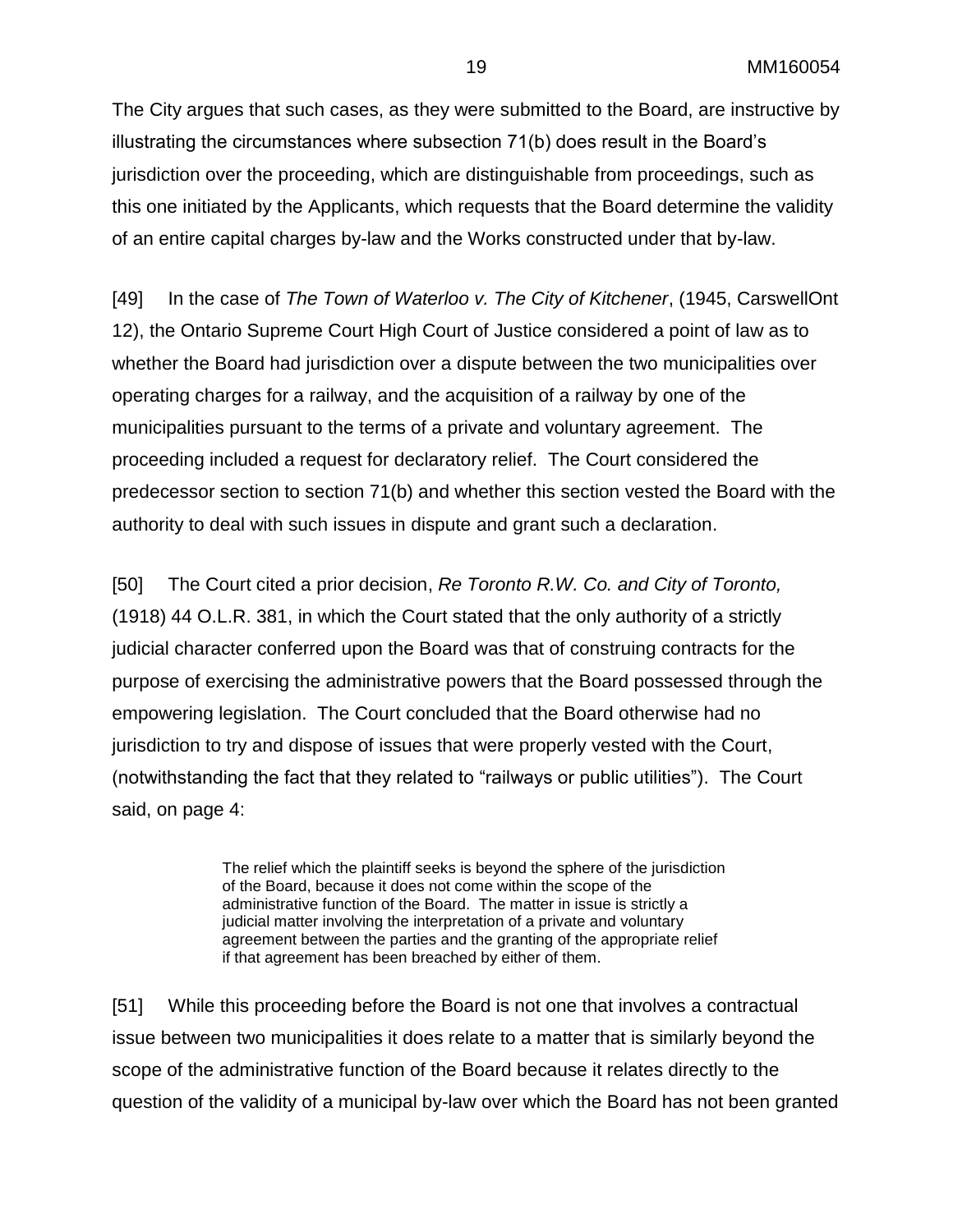The City argues that such cases, as they were submitted to the Board, are instructive by illustrating the circumstances where subsection 71(b) does result in the Board's jurisdiction over the proceeding, which are distinguishable from proceedings, such as this one initiated by the Applicants, which requests that the Board determine the validity of an entire capital charges by-law and the Works constructed under that by-law.

[49] In the case of *The Town of Waterloo v. The City of Kitchener*, (1945, CarswellOnt 12), the Ontario Supreme Court High Court of Justice considered a point of law as to whether the Board had jurisdiction over a dispute between the two municipalities over operating charges for a railway, and the acquisition of a railway by one of the municipalities pursuant to the terms of a private and voluntary agreement. The proceeding included a request for declaratory relief. The Court considered the predecessor section to section 71(b) and whether this section vested the Board with the authority to deal with such issues in dispute and grant such a declaration.

[50] The Court cited a prior decision, *Re Toronto R.W. Co. and City of Toronto,* (1918) 44 O.L.R. 381, in which the Court stated that the only authority of a strictly judicial character conferred upon the Board was that of construing contracts for the purpose of exercising the administrative powers that the Board possessed through the empowering legislation. The Court concluded that the Board otherwise had no jurisdiction to try and dispose of issues that were properly vested with the Court, (notwithstanding the fact that they related to "railways or public utilities"). The Court said, on page 4:

> The relief which the plaintiff seeks is beyond the sphere of the jurisdiction of the Board, because it does not come within the scope of the administrative function of the Board. The matter in issue is strictly a judicial matter involving the interpretation of a private and voluntary agreement between the parties and the granting of the appropriate relief if that agreement has been breached by either of them.

[51] While this proceeding before the Board is not one that involves a contractual issue between two municipalities it does relate to a matter that is similarly beyond the scope of the administrative function of the Board because it relates directly to the question of the validity of a municipal by-law over which the Board has not been granted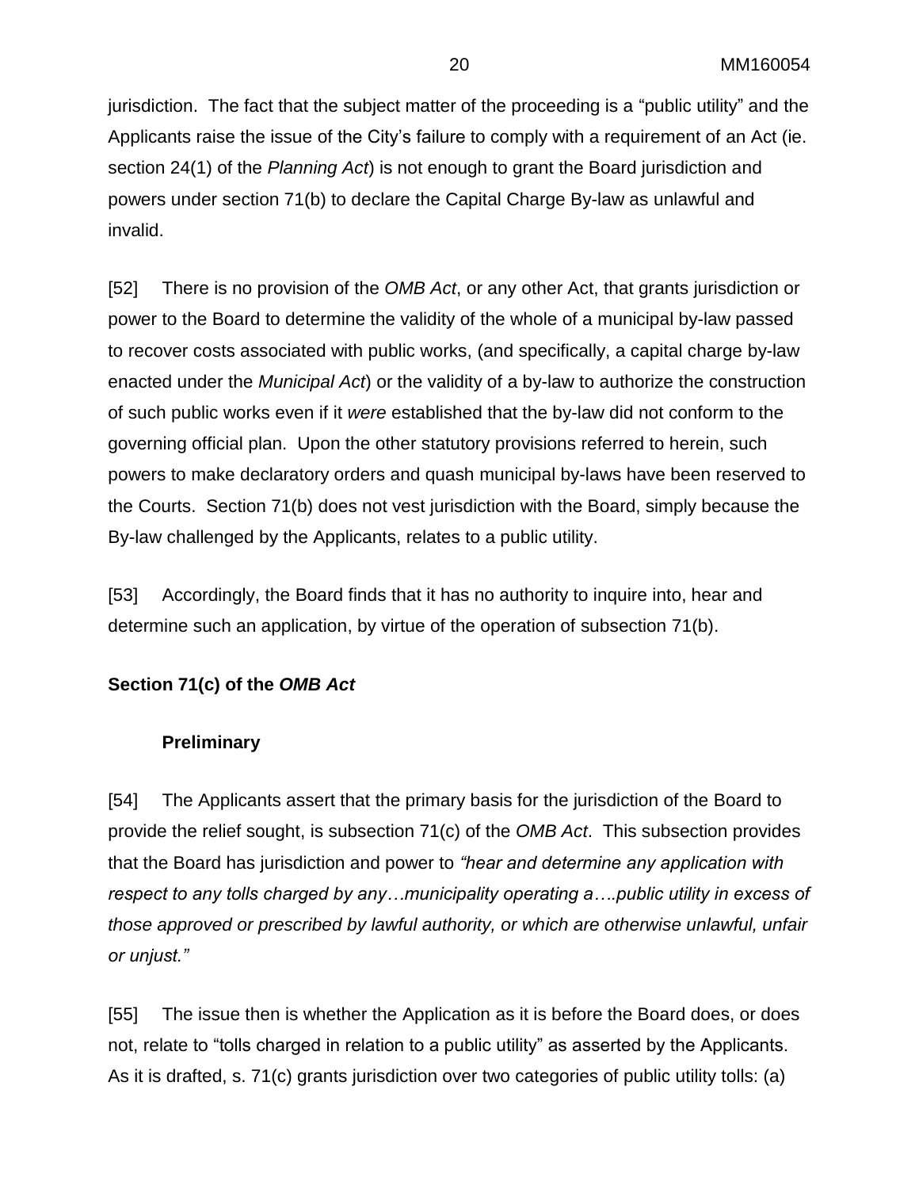jurisdiction. The fact that the subject matter of the proceeding is a "public utility" and the Applicants raise the issue of the City's failure to comply with a requirement of an Act (ie. section 24(1) of the *Planning Act*) is not enough to grant the Board jurisdiction and powers under section 71(b) to declare the Capital Charge By-law as unlawful and invalid.

[52] There is no provision of the *OMB Act*, or any other Act, that grants jurisdiction or power to the Board to determine the validity of the whole of a municipal by-law passed to recover costs associated with public works, (and specifically, a capital charge by-law enacted under the *Municipal Act*) or the validity of a by-law to authorize the construction of such public works even if it *were* established that the by-law did not conform to the governing official plan. Upon the other statutory provisions referred to herein, such powers to make declaratory orders and quash municipal by-laws have been reserved to the Courts. Section 71(b) does not vest jurisdiction with the Board, simply because the By-law challenged by the Applicants, relates to a public utility.

[53] Accordingly, the Board finds that it has no authority to inquire into, hear and determine such an application, by virtue of the operation of subsection 71(b).

**Section 71(c) of the *OMB Act***

**Preliminary**

[54] The Applicants assert that the primary basis for the jurisdiction of the Board to provide the relief sought, is subsection 71(c) of the *OMB Act*. This subsection provides that the Board has jurisdiction and power to *"hear and determine any application with respect to any tolls charged by any…municipality operating a….public utility in excess of those approved or prescribed by lawful authority, or which are otherwise unlawful, unfair or unjust."*

[55] The issue then is whether the Application as it is before the Board does, or does not, relate to "tolls charged in relation to a public utility" as asserted by the Applicants. As it is drafted, s. 71(c) grants jurisdiction over two categories of public utility tolls: (a)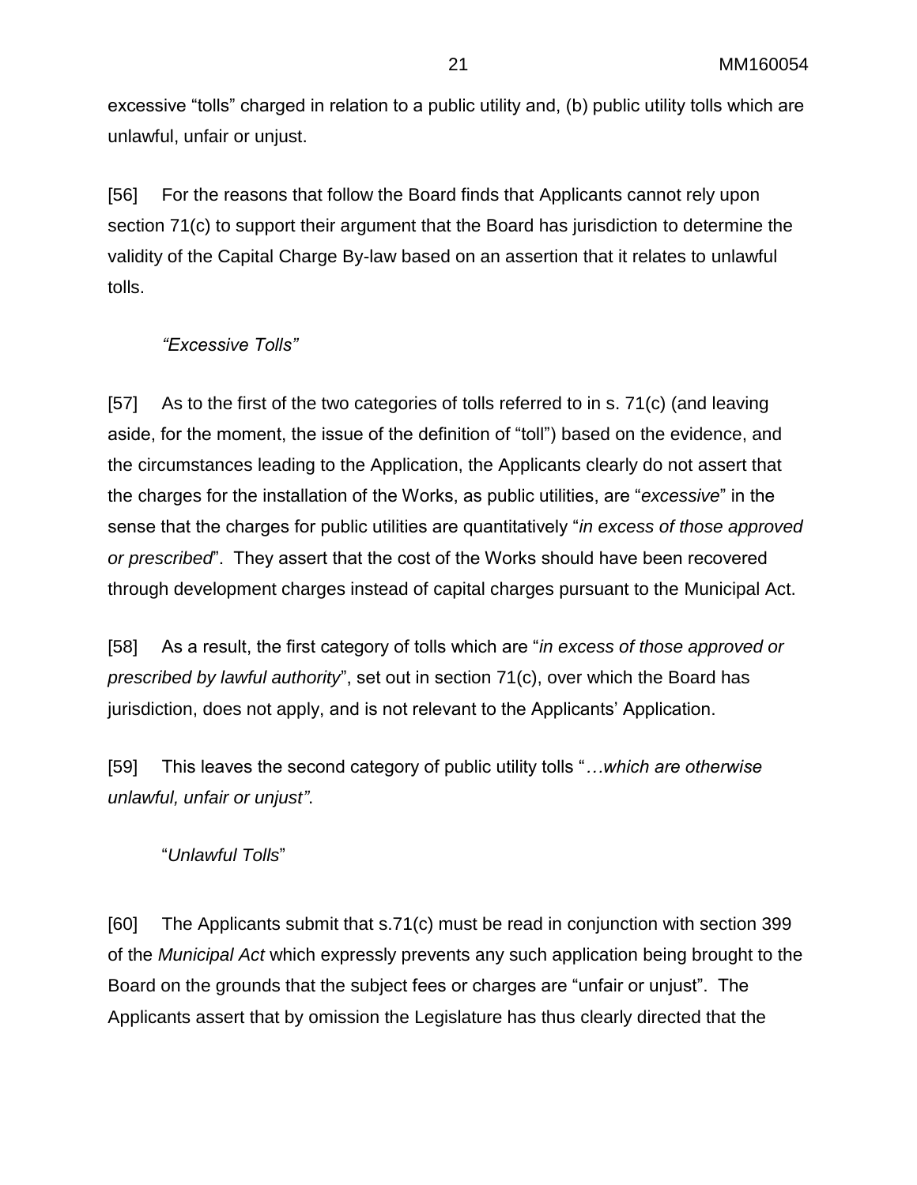excessive "tolls" charged in relation to a public utility and, (b) public utility tolls which are unlawful, unfair or unjust.

[56] For the reasons that follow the Board finds that Applicants cannot rely upon section 71(c) to support their argument that the Board has jurisdiction to determine the validity of the Capital Charge By-law based on an assertion that it relates to unlawful tolls.

*"Excessive Tolls"*

[57] As to the first of the two categories of tolls referred to in s. 71(c) (and leaving aside, for the moment, the issue of the definition of "toll") based on the evidence, and the circumstances leading to the Application, the Applicants clearly do not assert that the charges for the installation of the Works, as public utilities, are "*excessive*" in the sense that the charges for public utilities are quantitatively "*in excess of those approved or prescribed*". They assert that the cost of the Works should have been recovered through development charges instead of capital charges pursuant to the Municipal Act.

[58] As a result, the first category of tolls which are "*in excess of those approved or prescribed by lawful authority*", set out in section 71(c), over which the Board has jurisdiction, does not apply, and is not relevant to the Applicants' Application.

[59] This leaves the second category of public utility tolls "*…which are otherwise unlawful, unfair or unjust"*.

"*Unlawful Tolls*"

[60] The Applicants submit that s.71(c) must be read in conjunction with section 399 of the *Municipal Act* which expressly prevents any such application being brought to the Board on the grounds that the subject fees or charges are "unfair or unjust". The Applicants assert that by omission the Legislature has thus clearly directed that the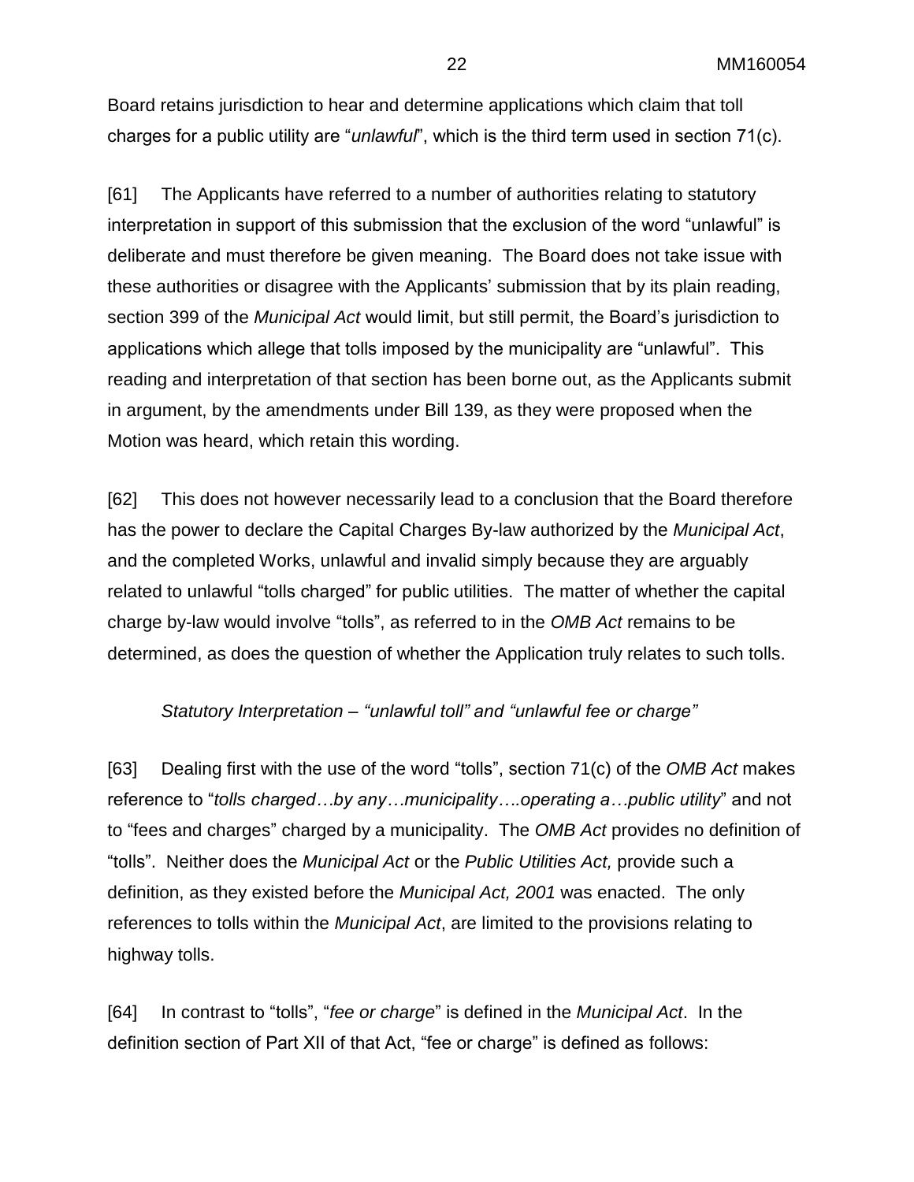Board retains jurisdiction to hear and determine applications which claim that toll charges for a public utility are "*unlawful*", which is the third term used in section 71(c).

[61] The Applicants have referred to a number of authorities relating to statutory interpretation in support of this submission that the exclusion of the word "unlawful" is deliberate and must therefore be given meaning. The Board does not take issue with these authorities or disagree with the Applicants' submission that by its plain reading, section 399 of the *Municipal Act* would limit, but still permit, the Board's jurisdiction to applications which allege that tolls imposed by the municipality are "unlawful". This reading and interpretation of that section has been borne out, as the Applicants submit in argument, by the amendments under Bill 139, as they were proposed when the Motion was heard, which retain this wording.

[62] This does not however necessarily lead to a conclusion that the Board therefore has the power to declare the Capital Charges By-law authorized by the *Municipal Act*, and the completed Works, unlawful and invalid simply because they are arguably related to unlawful "tolls charged" for public utilities. The matter of whether the capital charge by-law would involve "tolls", as referred to in the *OMB Act* remains to be determined, as does the question of whether the Application truly relates to such tolls.

*Statutory Interpretation – "unlawful toll" and "unlawful fee or charge"*

[63] Dealing first with the use of the word "tolls", section 71(c) of the *OMB Act* makes reference to "*tolls charged…by any…municipality….operating a…public utility*" and not to "fees and charges" charged by a municipality. The *OMB Act* provides no definition of "tolls". Neither does the *Municipal Act* or the *Public Utilities Act,* provide such a definition, as they existed before the *Municipal Act, 2001* was enacted. The only references to tolls within the *Municipal Act*, are limited to the provisions relating to highway tolls.

[64] In contrast to "tolls", "*fee or charge*" is defined in the *Municipal Act*. In the definition section of Part XII of that Act, "fee or charge" is defined as follows: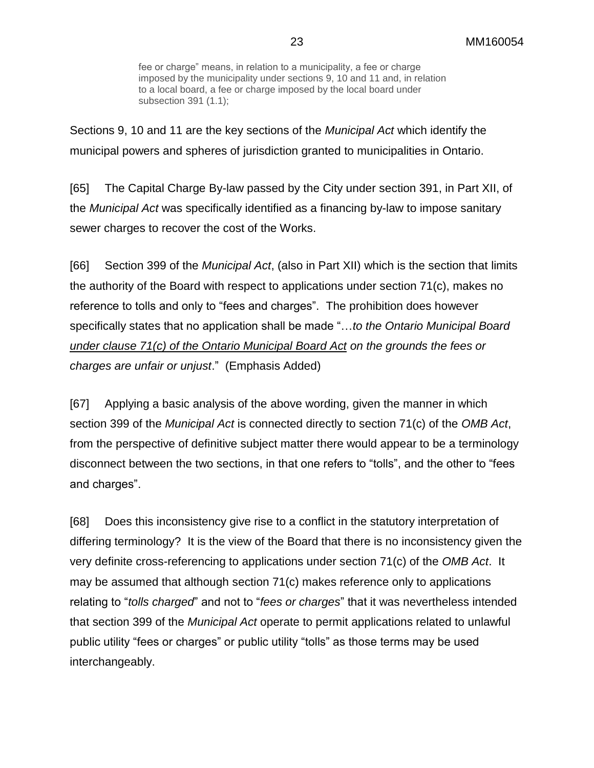> fee or charge" means, in relation to a municipality, a fee or charge imposed by the municipality under sections 9, 10 and 11 and, in relation to a local board, a fee or charge imposed by the local board under subsection 391 (1.1);

Sections 9, 10 and 11 are the key sections of the *Municipal Act* which identify the municipal powers and spheres of jurisdiction granted to municipalities in Ontario.

[65] The Capital Charge By-law passed by the City under section 391, in Part XII, of the *Municipal Act* was specifically identified as a financing by-law to impose sanitary sewer charges to recover the cost of the Works.

[66] Section 399 of the *Municipal Act*, (also in Part XII) which is the section that limits the authority of the Board with respect to applications under section 71(c), makes no reference to tolls and only to "fees and charges". The prohibition does however specifically states that no application shall be made "…*to the Ontario Municipal Board <u>under clause 71(c) of the Ontario Municipal Board Act</u> on the grounds the fees or charges are unfair or unjust*." (Emphasis Added)

[67] Applying a basic analysis of the above wording, given the manner in which section 399 of the *Municipal Act* is connected directly to section 71(c) of the *OMB Act*, from the perspective of definitive subject matter there would appear to be a terminology disconnect between the two sections, in that one refers to "tolls", and the other to "fees and charges".

[68] Does this inconsistency give rise to a conflict in the statutory interpretation of differing terminology? It is the view of the Board that there is no inconsistency given the very definite cross-referencing to applications under section 71(c) of the *OMB Act*. It may be assumed that although section 71(c) makes reference only to applications relating to "*tolls charged*" and not to "*fees or charges*" that it was nevertheless intended that section 399 of the *Municipal Act* operate to permit applications related to unlawful public utility "fees or charges" or public utility "tolls" as those terms may be used interchangeably.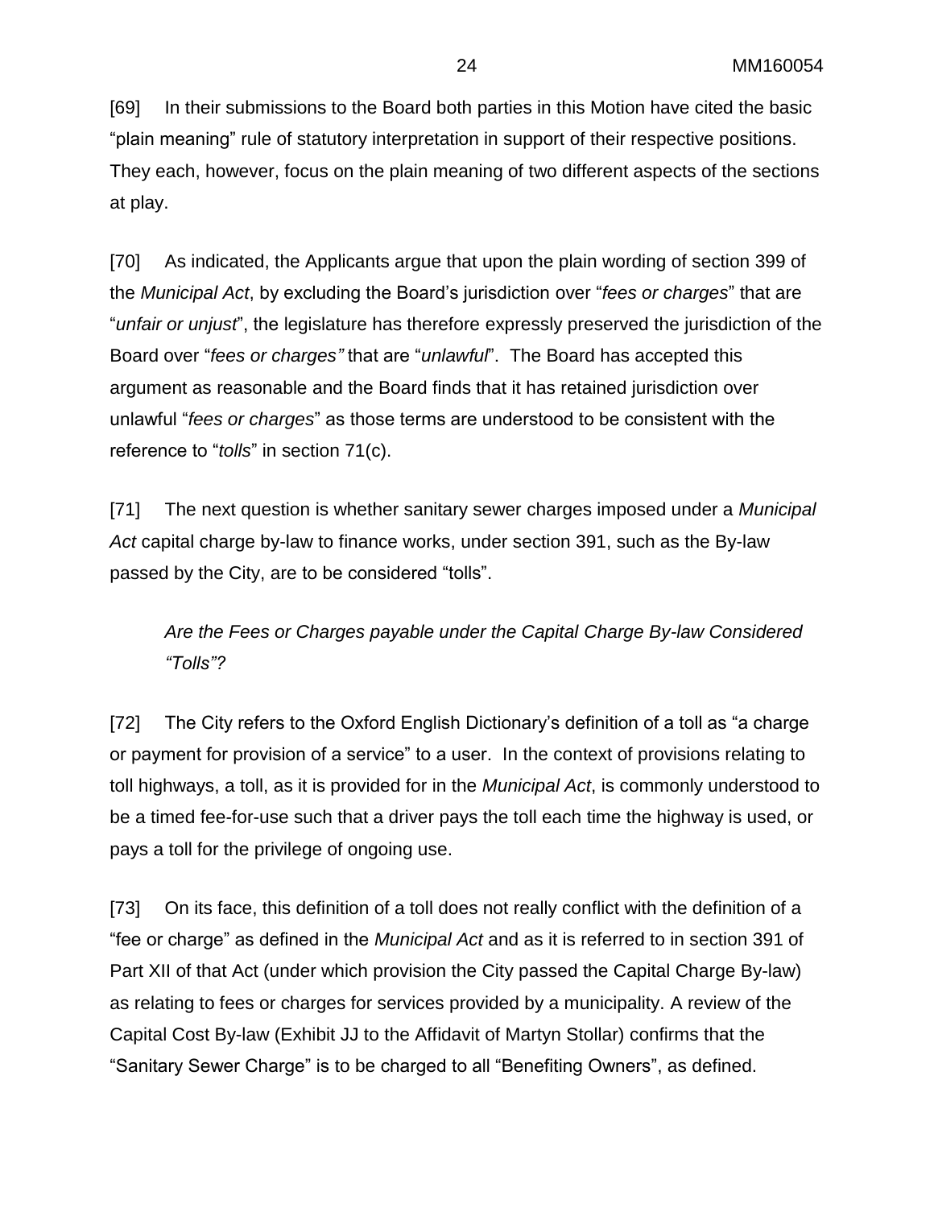[69] In their submissions to the Board both parties in this Motion have cited the basic "plain meaning" rule of statutory interpretation in support of their respective positions. They each, however, focus on the plain meaning of two different aspects of the sections at play.

[70] As indicated, the Applicants argue that upon the plain wording of section 399 of the *Municipal Act*, by excluding the Board's jurisdiction over "*fees or charges*" that are "*unfair or unjust*", the legislature has therefore expressly preserved the jurisdiction of the Board over "*fees or charges"* that are "*unlawful*". The Board has accepted this argument as reasonable and the Board finds that it has retained jurisdiction over unlawful "*fees or charges*" as those terms are understood to be consistent with the reference to "*tolls*" in section 71(c).

[71] The next question is whether sanitary sewer charges imposed under a *Municipal Act* capital charge by-law to finance works, under section 391, such as the By-law passed by the City, are to be considered "tolls".

*Are the Fees or Charges payable under the Capital Charge By-law Considered "Tolls"?*

[72] The City refers to the Oxford English Dictionary's definition of a toll as "a charge or payment for provision of a service" to a user. In the context of provisions relating to toll highways, a toll, as it is provided for in the *Municipal Act*, is commonly understood to be a timed fee-for-use such that a driver pays the toll each time the highway is used, or pays a toll for the privilege of ongoing use.

[73] On its face, this definition of a toll does not really conflict with the definition of a "fee or charge" as defined in the *Municipal Act* and as it is referred to in section 391 of Part XII of that Act (under which provision the City passed the Capital Charge By-law) as relating to fees or charges for services provided by a municipality. A review of the Capital Cost By-law (Exhibit JJ to the Affidavit of Martyn Stollar) confirms that the "Sanitary Sewer Charge" is to be charged to all "Benefiting Owners", as defined.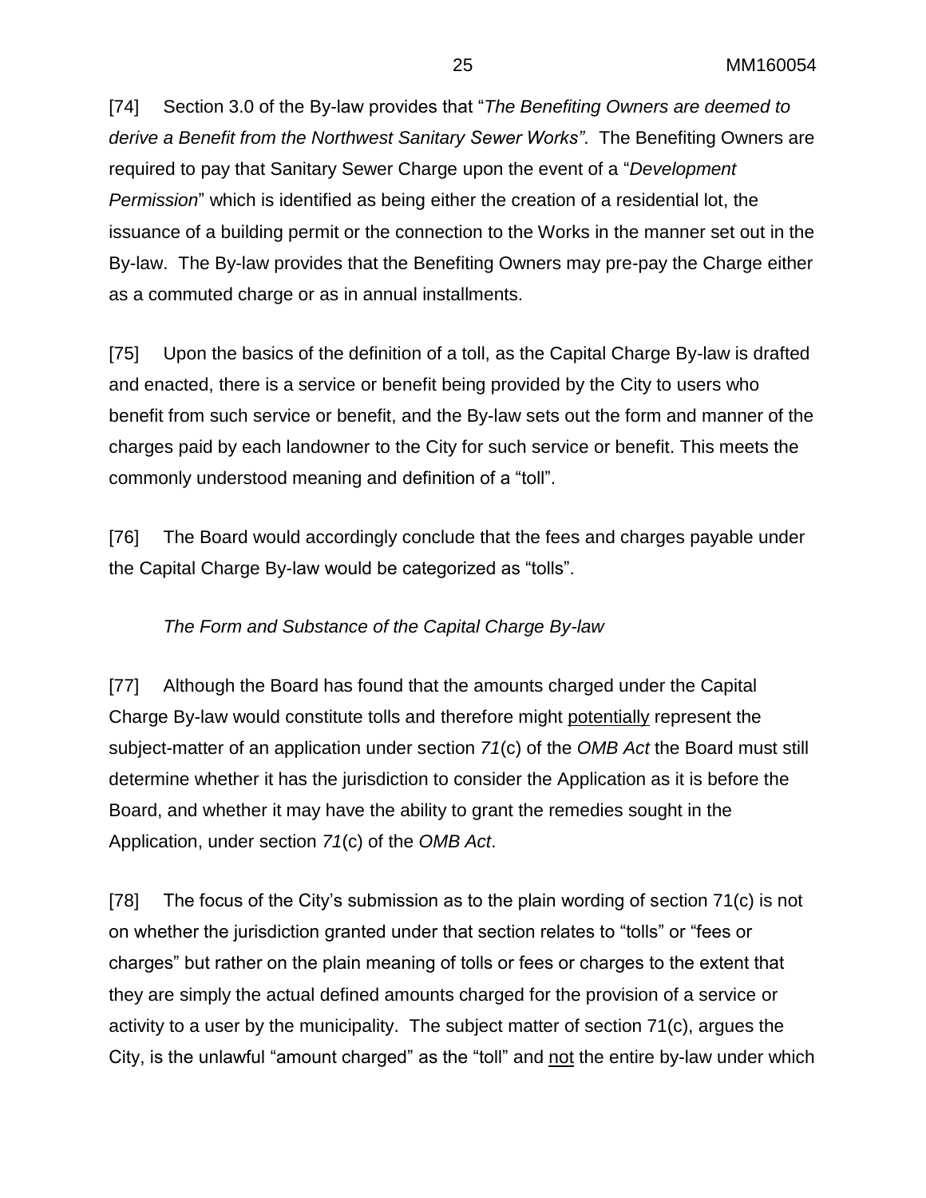[74] Section 3.0 of the By-law provides that "*The Benefiting Owners are deemed to derive a Benefit from the Northwest Sanitary Sewer Works"*. The Benefiting Owners are required to pay that Sanitary Sewer Charge upon the event of a "*Development Permission*" which is identified as being either the creation of a residential lot, the issuance of a building permit or the connection to the Works in the manner set out in the By-law. The By-law provides that the Benefiting Owners may pre-pay the Charge either as a commuted charge or as in annual installments.

[75] Upon the basics of the definition of a toll, as the Capital Charge By-law is drafted and enacted, there is a service or benefit being provided by the City to users who benefit from such service or benefit, and the By-law sets out the form and manner of the charges paid by each landowner to the City for such service or benefit. This meets the commonly understood meaning and definition of a "toll".

[76] The Board would accordingly conclude that the fees and charges payable under the Capital Charge By-law would be categorized as "tolls".

*The Form and Substance of the Capital Charge By-law*

[77] Although the Board has found that the amounts charged under the Capital Charge By-law would constitute tolls and therefore might <u>potentially</u> represent the subject-matter of an application under section *71*(c) of the *OMB Act* the Board must still determine whether it has the jurisdiction to consider the Application as it is before the Board, and whether it may have the ability to grant the remedies sought in the Application, under section *71*(c) of the *OMB Act*.

[78] The focus of the City's submission as to the plain wording of section 71(c) is not on whether the jurisdiction granted under that section relates to "tolls" or "fees or charges" but rather on the plain meaning of tolls or fees or charges to the extent that they are simply the actual defined amounts charged for the provision of a service or activity to a user by the municipality. The subject matter of section 71(c), argues the City, is the unlawful "amount charged" as the "toll" and <u>not</u> the entire by-law under which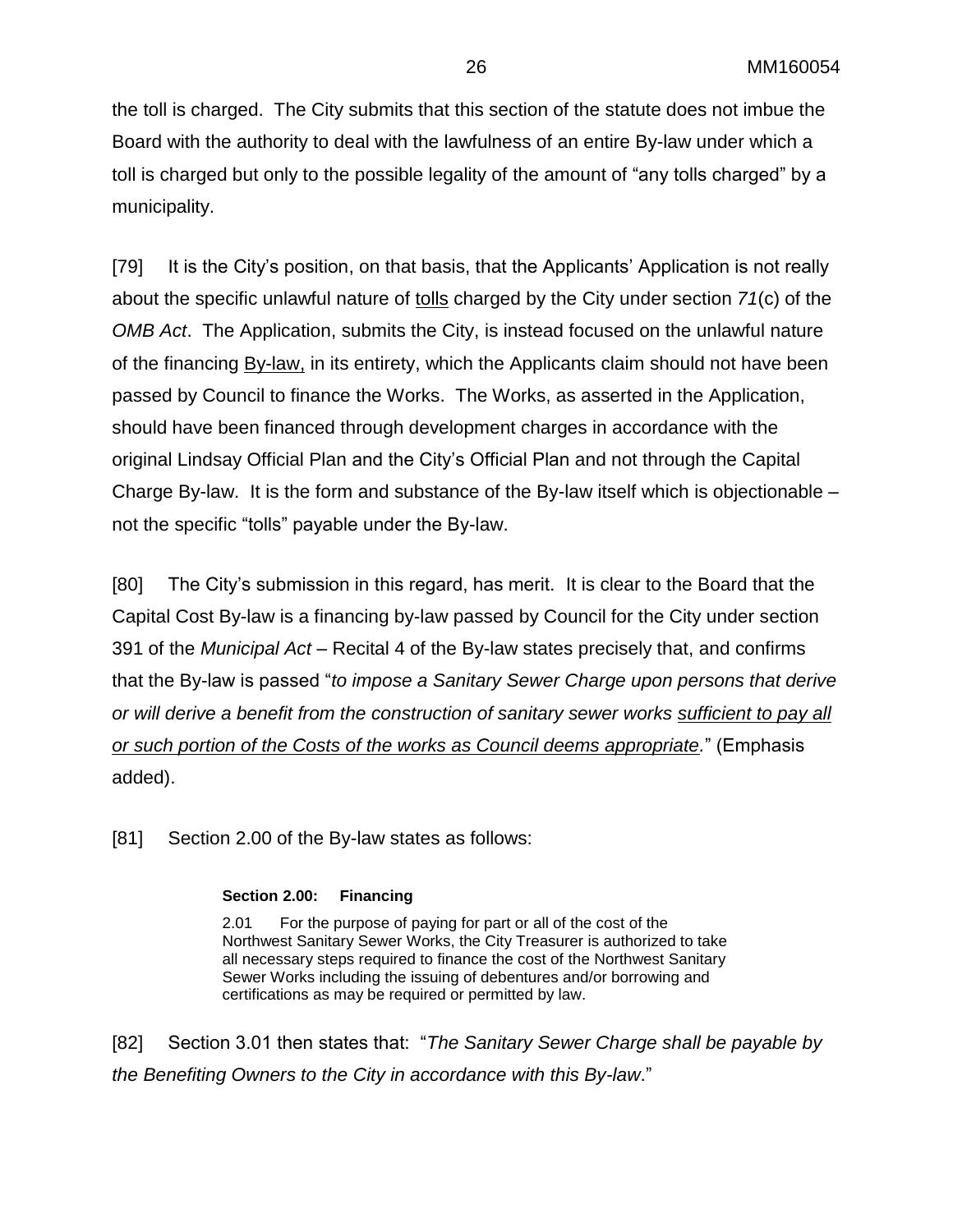the toll is charged. The City submits that this section of the statute does not imbue the Board with the authority to deal with the lawfulness of an entire By-law under which a toll is charged but only to the possible legality of the amount of "any tolls charged" by a municipality.

[79] It is the City's position, on that basis, that the Applicants' Application is not really about the specific unlawful nature of <u>tolls</u> charged by the City under section *71*(c) of the *OMB Act*. The Application, submits the City, is instead focused on the unlawful nature of the financing <u>By-law,</u> in its entirety, which the Applicants claim should not have been passed by Council to finance the Works. The Works, as asserted in the Application, should have been financed through development charges in accordance with the original Lindsay Official Plan and the City's Official Plan and not through the Capital Charge By-law. It is the form and substance of the By-law itself which is objectionable – not the specific "tolls" payable under the By-law.

[80] The City's submission in this regard, has merit. It is clear to the Board that the Capital Cost By-law is a financing by-law passed by Council for the City under section 391 of the *Municipal Act* – Recital 4 of the By-law states precisely that, and confirms that the By-law is passed "*to impose a Sanitary Sewer Charge upon persons that derive or will derive a benefit from the construction of sanitary sewer works <u>sufficient to pay all or such portion of the Costs of the works as Council deems appropriate</u>.*" (Emphasis added).

[81] Section 2.00 of the By-law states as follows:

> **Section 2.00: Financing**
>
> 2.01 For the purpose of paying for part or all of the cost of the Northwest Sanitary Sewer Works, the City Treasurer is authorized to take all necessary steps required to finance the cost of the Northwest Sanitary Sewer Works including the issuing of debentures and/or borrowing and certifications as may be required or permitted by law.

[82] Section 3.01 then states that: "*The Sanitary Sewer Charge shall be payable by the Benefiting Owners to the City in accordance with this By-law*."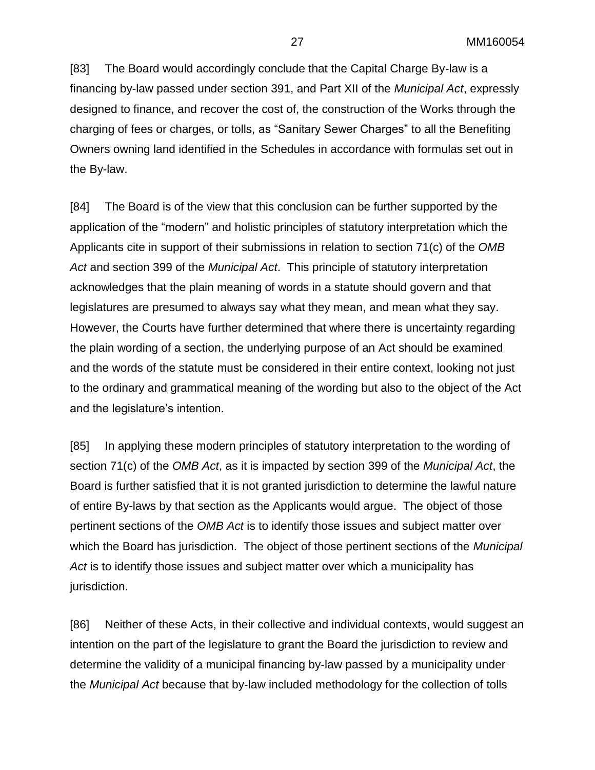[83] The Board would accordingly conclude that the Capital Charge By-law is a financing by-law passed under section 391, and Part XII of the *Municipal Act*, expressly designed to finance, and recover the cost of, the construction of the Works through the charging of fees or charges, or tolls, as "Sanitary Sewer Charges" to all the Benefiting Owners owning land identified in the Schedules in accordance with formulas set out in the By-law.

[84] The Board is of the view that this conclusion can be further supported by the application of the "modern" and holistic principles of statutory interpretation which the Applicants cite in support of their submissions in relation to section 71(c) of the *OMB Act* and section 399 of the *Municipal Act*. This principle of statutory interpretation acknowledges that the plain meaning of words in a statute should govern and that legislatures are presumed to always say what they mean, and mean what they say. However, the Courts have further determined that where there is uncertainty regarding the plain wording of a section, the underlying purpose of an Act should be examined and the words of the statute must be considered in their entire context, looking not just to the ordinary and grammatical meaning of the wording but also to the object of the Act and the legislature's intention.

[85] In applying these modern principles of statutory interpretation to the wording of section 71(c) of the *OMB Act*, as it is impacted by section 399 of the *Municipal Act*, the Board is further satisfied that it is not granted jurisdiction to determine the lawful nature of entire By-laws by that section as the Applicants would argue. The object of those pertinent sections of the *OMB Act* is to identify those issues and subject matter over which the Board has jurisdiction. The object of those pertinent sections of the *Municipal Act* is to identify those issues and subject matter over which a municipality has jurisdiction.

[86] Neither of these Acts, in their collective and individual contexts, would suggest an intention on the part of the legislature to grant the Board the jurisdiction to review and determine the validity of a municipal financing by-law passed by a municipality under the *Municipal Act* because that by-law included methodology for the collection of tolls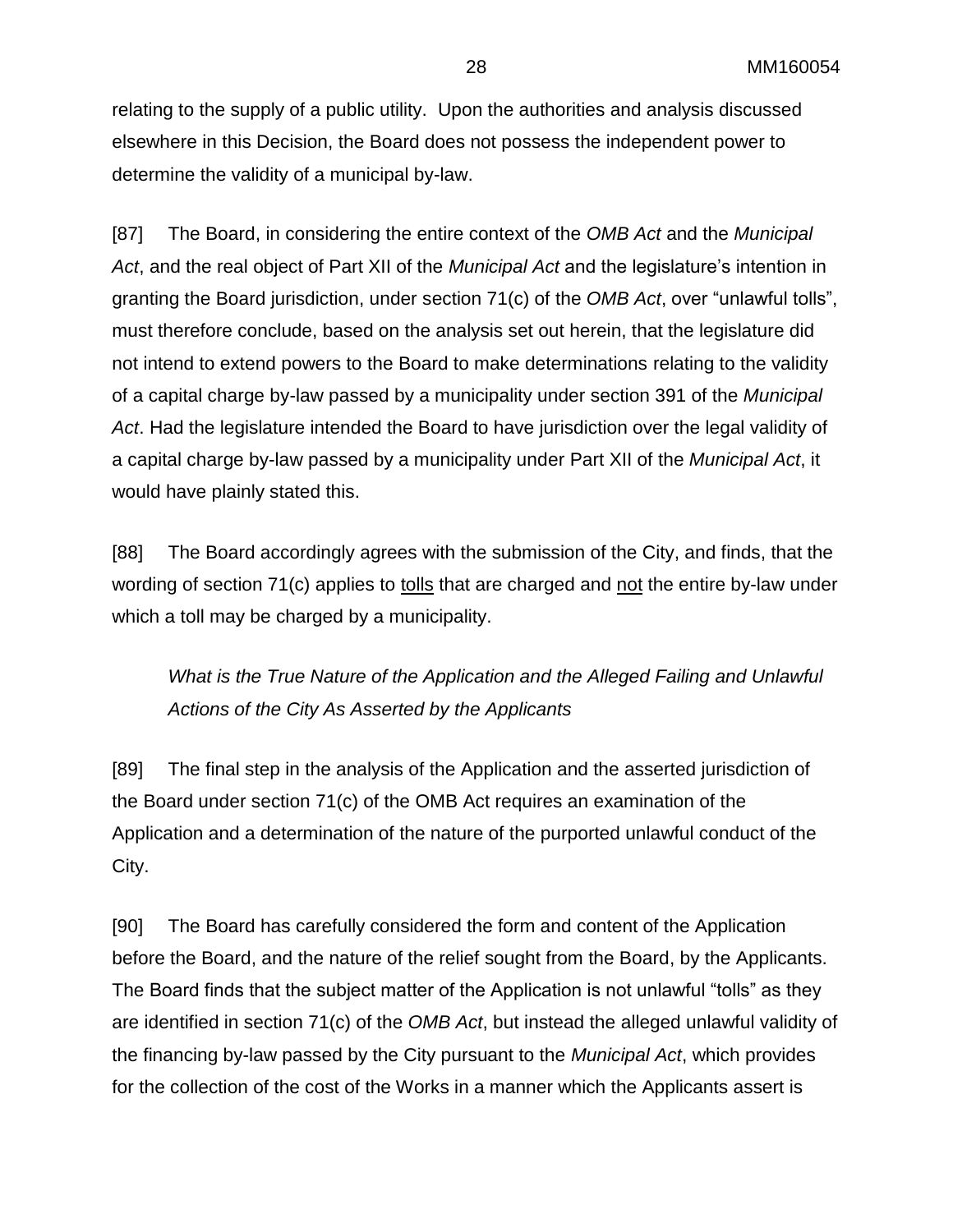relating to the supply of a public utility. Upon the authorities and analysis discussed elsewhere in this Decision, the Board does not possess the independent power to determine the validity of a municipal by-law.

[87] The Board, in considering the entire context of the *OMB Act* and the *Municipal Act*, and the real object of Part XII of the *Municipal Act* and the legislature's intention in granting the Board jurisdiction, under section 71(c) of the *OMB Act*, over "unlawful tolls", must therefore conclude, based on the analysis set out herein, that the legislature did not intend to extend powers to the Board to make determinations relating to the validity of a capital charge by-law passed by a municipality under section 391 of the *Municipal Act*. Had the legislature intended the Board to have jurisdiction over the legal validity of a capital charge by-law passed by a municipality under Part XII of the *Municipal Act*, it would have plainly stated this.

[88] The Board accordingly agrees with the submission of the City, and finds, that the wording of section 71(c) applies to <u>tolls</u> that are charged and <u>not</u> the entire by-law under which a toll may be charged by a municipality.

*What is the True Nature of the Application and the Alleged Failing and Unlawful Actions of the City As Asserted by the Applicants*

[89] The final step in the analysis of the Application and the asserted jurisdiction of the Board under section 71(c) of the OMB Act requires an examination of the Application and a determination of the nature of the purported unlawful conduct of the City.

[90] The Board has carefully considered the form and content of the Application before the Board, and the nature of the relief sought from the Board, by the Applicants. The Board finds that the subject matter of the Application is not unlawful "tolls" as they are identified in section 71(c) of the *OMB Act*, but instead the alleged unlawful validity of the financing by-law passed by the City pursuant to the *Municipal Act*, which provides for the collection of the cost of the Works in a manner which the Applicants assert is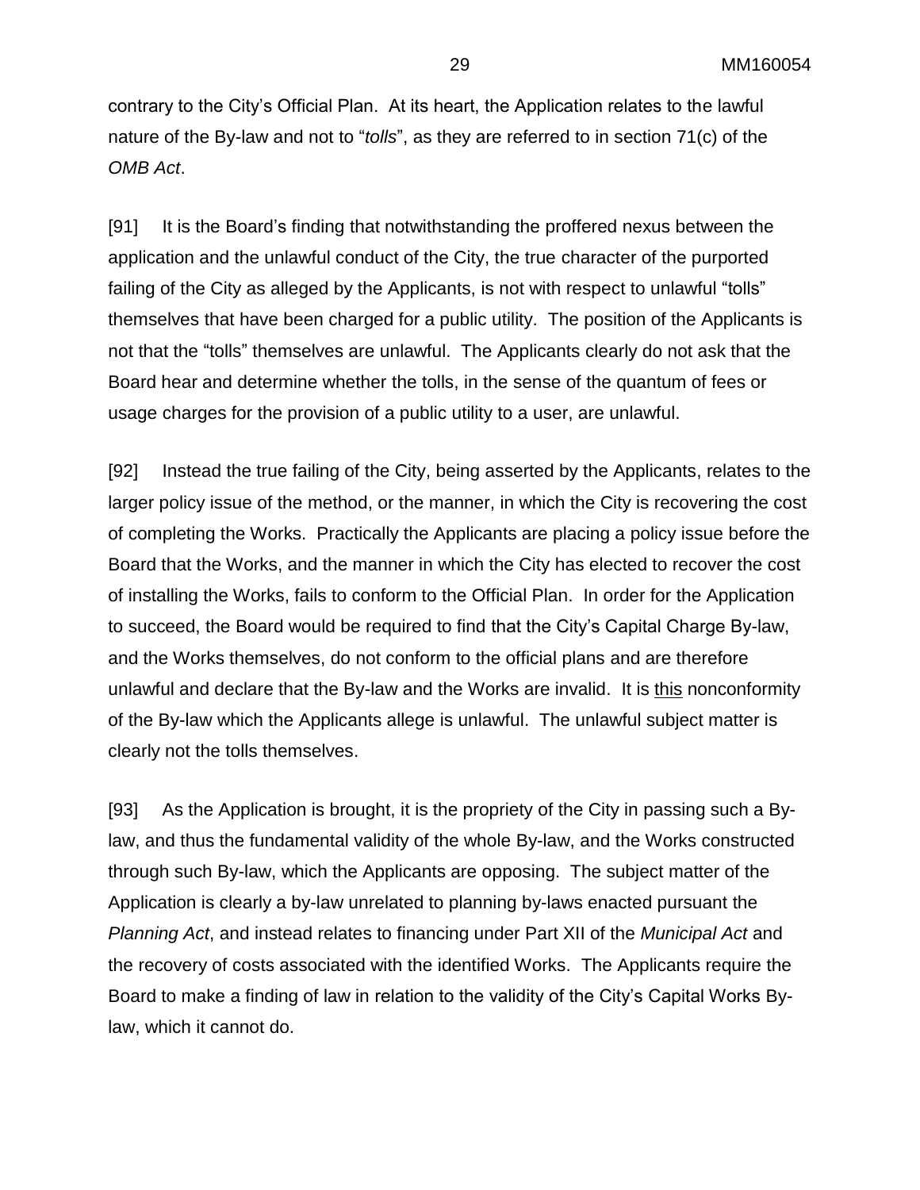contrary to the City's Official Plan. At its heart, the Application relates to the lawful nature of the By-law and not to "*tolls*", as they are referred to in section 71(c) of the *OMB Act*.

[91] It is the Board's finding that notwithstanding the proffered nexus between the application and the unlawful conduct of the City, the true character of the purported failing of the City as alleged by the Applicants, is not with respect to unlawful "tolls" themselves that have been charged for a public utility. The position of the Applicants is not that the "tolls" themselves are unlawful. The Applicants clearly do not ask that the Board hear and determine whether the tolls, in the sense of the quantum of fees or usage charges for the provision of a public utility to a user, are unlawful.

[92] Instead the true failing of the City, being asserted by the Applicants, relates to the larger policy issue of the method, or the manner, in which the City is recovering the cost of completing the Works. Practically the Applicants are placing a policy issue before the Board that the Works, and the manner in which the City has elected to recover the cost of installing the Works, fails to conform to the Official Plan. In order for the Application to succeed, the Board would be required to find that the City's Capital Charge By-law, and the Works themselves, do not conform to the official plans and are therefore unlawful and declare that the By-law and the Works are invalid. It is <u>this</u> nonconformity of the By-law which the Applicants allege is unlawful. The unlawful subject matter is clearly not the tolls themselves.

[93] As the Application is brought, it is the propriety of the City in passing such a By-law, and thus the fundamental validity of the whole By-law, and the Works constructed through such By-law, which the Applicants are opposing. The subject matter of the Application is clearly a by-law unrelated to planning by-laws enacted pursuant the *Planning Act*, and instead relates to financing under Part XII of the *Municipal Act* and the recovery of costs associated with the identified Works. The Applicants require the Board to make a finding of law in relation to the validity of the City's Capital Works By-law, which it cannot do.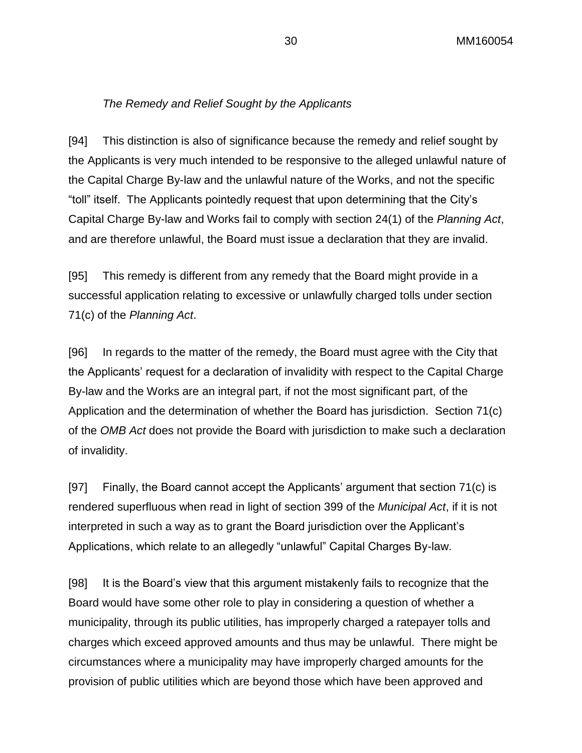*The Remedy and Relief Sought by the Applicants*

[94] This distinction is also of significance because the remedy and relief sought by the Applicants is very much intended to be responsive to the alleged unlawful nature of the Capital Charge By-law and the unlawful nature of the Works, and not the specific "toll" itself. The Applicants pointedly request that upon determining that the City's Capital Charge By-law and Works fail to comply with section 24(1) of the *Planning Act*, and are therefore unlawful, the Board must issue a declaration that they are invalid.

[95] This remedy is different from any remedy that the Board might provide in a successful application relating to excessive or unlawfully charged tolls under section 71(c) of the *Planning Act*.

[96] In regards to the matter of the remedy, the Board must agree with the City that the Applicants' request for a declaration of invalidity with respect to the Capital Charge By-law and the Works are an integral part, if not the most significant part, of the Application and the determination of whether the Board has jurisdiction. Section 71(c) of the *OMB Act* does not provide the Board with jurisdiction to make such a declaration of invalidity.

[97] Finally, the Board cannot accept the Applicants' argument that section 71(c) is rendered superfluous when read in light of section 399 of the *Municipal Act*, if it is not interpreted in such a way as to grant the Board jurisdiction over the Applicant's Applications, which relate to an allegedly "unlawful" Capital Charges By-law.

[98] It is the Board's view that this argument mistakenly fails to recognize that the Board would have some other role to play in considering a question of whether a municipality, through its public utilities, has improperly charged a ratepayer tolls and charges which exceed approved amounts and thus may be unlawful. There might be circumstances where a municipality may have improperly charged amounts for the provision of public utilities which are beyond those which have been approved and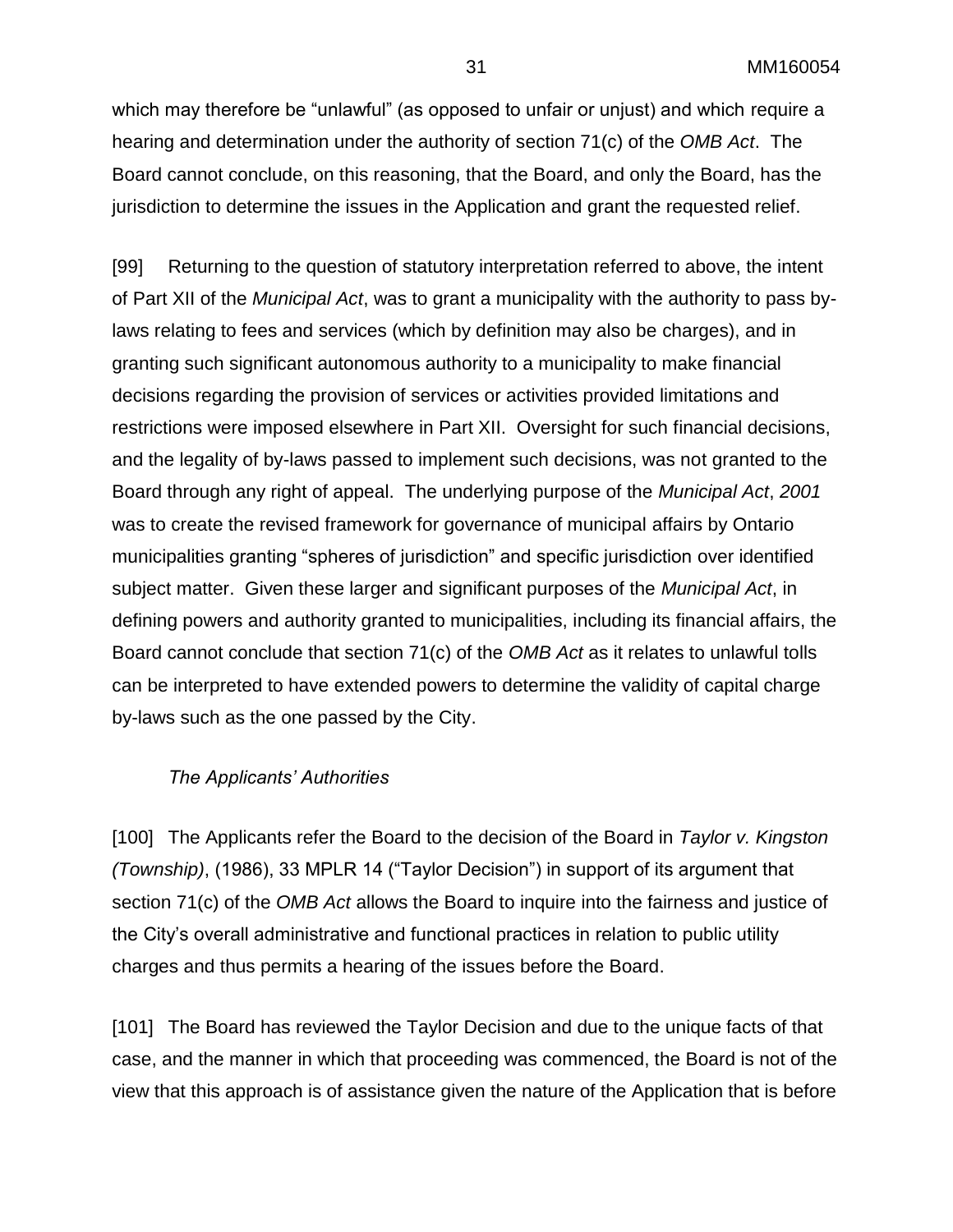which may therefore be "unlawful" (as opposed to unfair or unjust) and which require a hearing and determination under the authority of section 71(c) of the *OMB Act*. The Board cannot conclude, on this reasoning, that the Board, and only the Board, has the jurisdiction to determine the issues in the Application and grant the requested relief.

[99] Returning to the question of statutory interpretation referred to above, the intent of Part XII of the *Municipal Act*, was to grant a municipality with the authority to pass by-laws relating to fees and services (which by definition may also be charges), and in granting such significant autonomous authority to a municipality to make financial decisions regarding the provision of services or activities provided limitations and restrictions were imposed elsewhere in Part XII. Oversight for such financial decisions, and the legality of by-laws passed to implement such decisions, was not granted to the Board through any right of appeal. The underlying purpose of the *Municipal Act*, *2001* was to create the revised framework for governance of municipal affairs by Ontario municipalities granting "spheres of jurisdiction" and specific jurisdiction over identified subject matter. Given these larger and significant purposes of the *Municipal Act*, in defining powers and authority granted to municipalities, including its financial affairs, the Board cannot conclude that section 71(c) of the *OMB Act* as it relates to unlawful tolls can be interpreted to have extended powers to determine the validity of capital charge by-laws such as the one passed by the City.

*The Applicants' Authorities*

[100] The Applicants refer the Board to the decision of the Board in *Taylor v. Kingston (Township)*, (1986), 33 MPLR 14 ("Taylor Decision") in support of its argument that section 71(c) of the *OMB Act* allows the Board to inquire into the fairness and justice of the City's overall administrative and functional practices in relation to public utility charges and thus permits a hearing of the issues before the Board.

[101] The Board has reviewed the Taylor Decision and due to the unique facts of that case, and the manner in which that proceeding was commenced, the Board is not of the view that this approach is of assistance given the nature of the Application that is before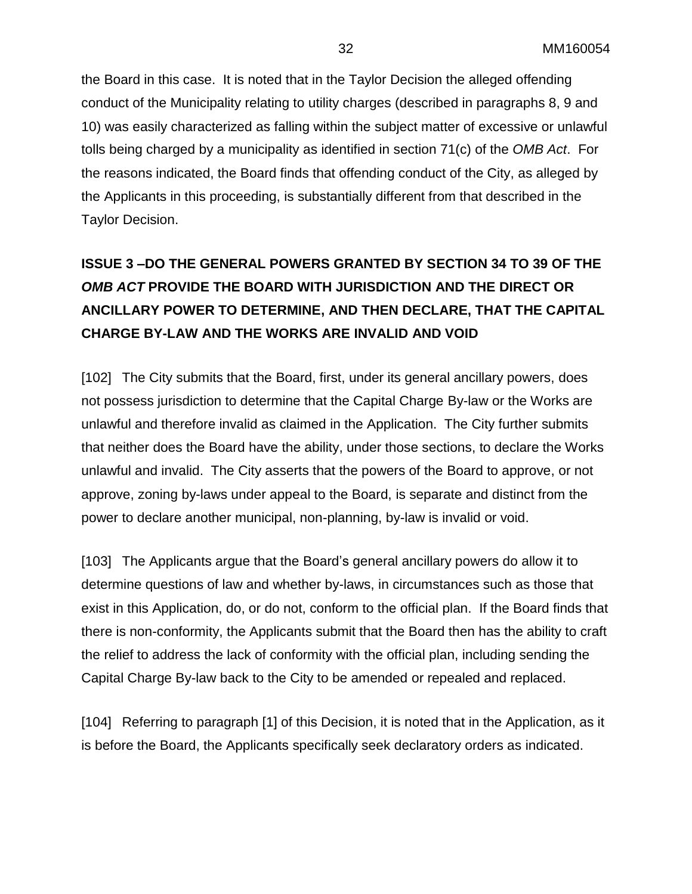the Board in this case. It is noted that in the Taylor Decision the alleged offending conduct of the Municipality relating to utility charges (described in paragraphs 8, 9 and 10) was easily characterized as falling within the subject matter of excessive or unlawful tolls being charged by a municipality as identified in section 71(c) of the *OMB Act*. For the reasons indicated, the Board finds that offending conduct of the City, as alleged by the Applicants in this proceeding, is substantially different from that described in the Taylor Decision.

**ISSUE 3 –DO THE GENERAL POWERS GRANTED BY SECTION 34 TO 39 OF THE *OMB ACT* PROVIDE THE BOARD WITH JURISDICTION AND THE DIRECT OR ANCILLARY POWER TO DETERMINE, AND THEN DECLARE, THAT THE CAPITAL CHARGE BY-LAW AND THE WORKS ARE INVALID AND VOID**

[102] The City submits that the Board, first, under its general ancillary powers, does not possess jurisdiction to determine that the Capital Charge By-law or the Works are unlawful and therefore invalid as claimed in the Application. The City further submits that neither does the Board have the ability, under those sections, to declare the Works unlawful and invalid. The City asserts that the powers of the Board to approve, or not approve, zoning by-laws under appeal to the Board, is separate and distinct from the power to declare another municipal, non-planning, by-law is invalid or void.

[103] The Applicants argue that the Board's general ancillary powers do allow it to determine questions of law and whether by-laws, in circumstances such as those that exist in this Application, do, or do not, conform to the official plan. If the Board finds that there is non-conformity, the Applicants submit that the Board then has the ability to craft the relief to address the lack of conformity with the official plan, including sending the Capital Charge By-law back to the City to be amended or repealed and replaced.

[104] Referring to paragraph [1] of this Decision, it is noted that in the Application, as it is before the Board, the Applicants specifically seek declaratory orders as indicated.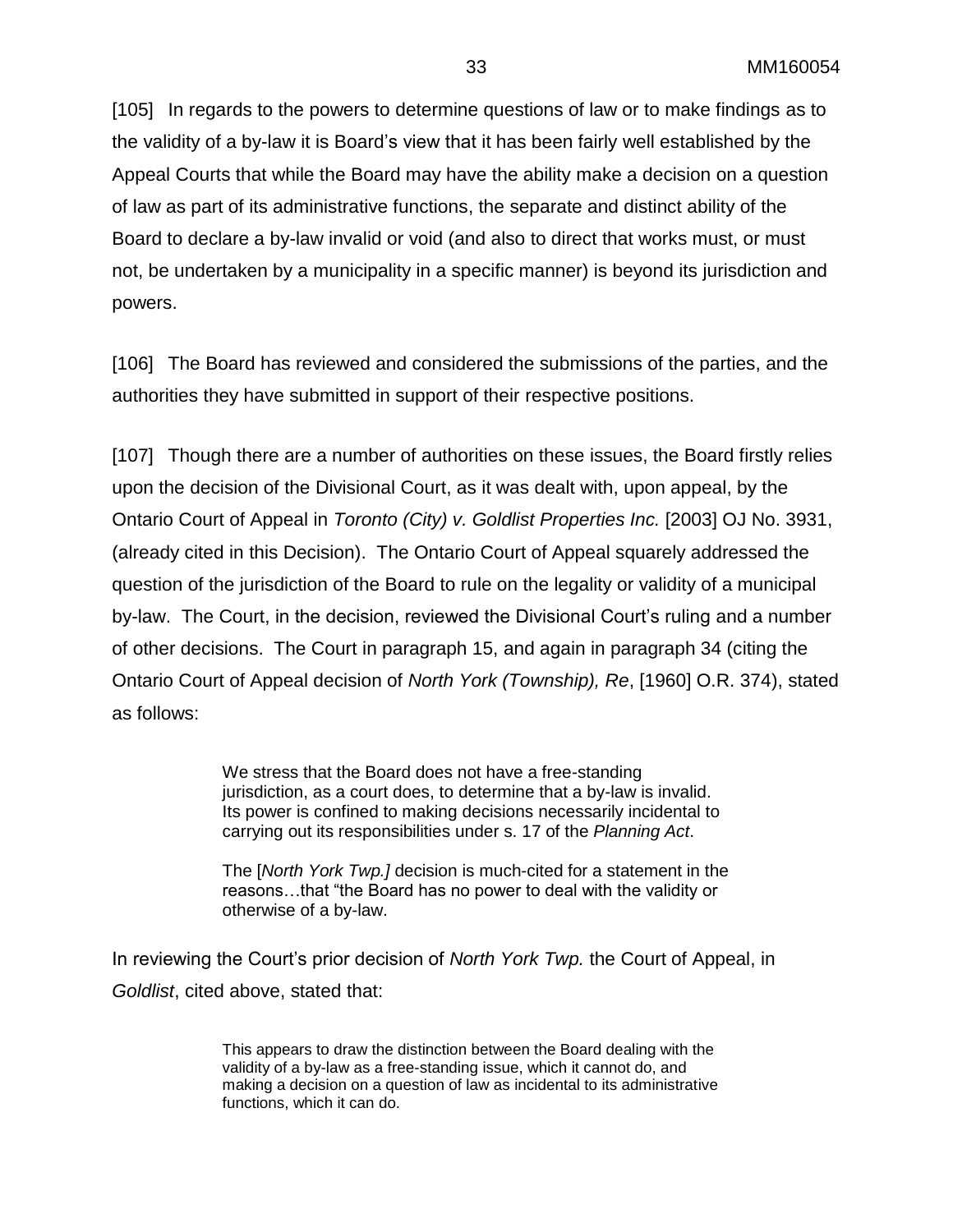[105] In regards to the powers to determine questions of law or to make findings as to the validity of a by-law it is Board's view that it has been fairly well established by the Appeal Courts that while the Board may have the ability make a decision on a question of law as part of its administrative functions, the separate and distinct ability of the Board to declare a by-law invalid or void (and also to direct that works must, or must not, be undertaken by a municipality in a specific manner) is beyond its jurisdiction and powers.

[106] The Board has reviewed and considered the submissions of the parties, and the authorities they have submitted in support of their respective positions.

[107] Though there are a number of authorities on these issues, the Board firstly relies upon the decision of the Divisional Court, as it was dealt with, upon appeal, by the Ontario Court of Appeal in *Toronto (City) v. Goldlist Properties Inc.* [2003] OJ No. 3931, (already cited in this Decision). The Ontario Court of Appeal squarely addressed the question of the jurisdiction of the Board to rule on the legality or validity of a municipal by-law. The Court, in the decision, reviewed the Divisional Court's ruling and a number of other decisions. The Court in paragraph 15, and again in paragraph 34 (citing the Ontario Court of Appeal decision of *North York (Township), Re*, [1960] O.R. 374), stated as follows:

> We stress that the Board does not have a free-standing jurisdiction, as a court does, to determine that a by-law is invalid. Its power is confined to making decisions necessarily incidental to carrying out its responsibilities under s. 17 of the *Planning Act*.
>
> The [*North York Twp.]* decision is much-cited for a statement in the reasons…that "the Board has no power to deal with the validity or otherwise of a by-law.

In reviewing the Court's prior decision of *North York Twp.* the Court of Appeal, in *Goldlist*, cited above, stated that:

> This appears to draw the distinction between the Board dealing with the validity of a by-law as a free-standing issue, which it cannot do, and making a decision on a question of law as incidental to its administrative functions, which it can do.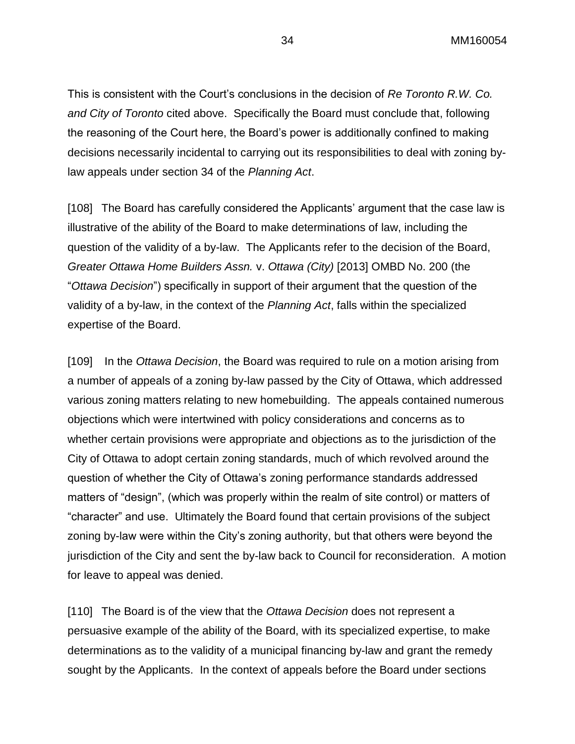This is consistent with the Court's conclusions in the decision of *Re Toronto R.W. Co. and City of Toronto* cited above. Specifically the Board must conclude that, following the reasoning of the Court here, the Board's power is additionally confined to making decisions necessarily incidental to carrying out its responsibilities to deal with zoning by-law appeals under section 34 of the *Planning Act*.

[108] The Board has carefully considered the Applicants' argument that the case law is illustrative of the ability of the Board to make determinations of law, including the question of the validity of a by-law. The Applicants refer to the decision of the Board, *Greater Ottawa Home Builders Assn.* v. *Ottawa (City)* [2013] OMBD No. 200 (the "*Ottawa Decision*") specifically in support of their argument that the question of the validity of a by-law, in the context of the *Planning Act*, falls within the specialized expertise of the Board.

[109] In the *Ottawa Decision*, the Board was required to rule on a motion arising from a number of appeals of a zoning by-law passed by the City of Ottawa, which addressed various zoning matters relating to new homebuilding. The appeals contained numerous objections which were intertwined with policy considerations and concerns as to whether certain provisions were appropriate and objections as to the jurisdiction of the City of Ottawa to adopt certain zoning standards, much of which revolved around the question of whether the City of Ottawa's zoning performance standards addressed matters of "design", (which was properly within the realm of site control) or matters of "character" and use. Ultimately the Board found that certain provisions of the subject zoning by-law were within the City's zoning authority, but that others were beyond the jurisdiction of the City and sent the by-law back to Council for reconsideration. A motion for leave to appeal was denied.

[110] The Board is of the view that the *Ottawa Decision* does not represent a persuasive example of the ability of the Board, with its specialized expertise, to make determinations as to the validity of a municipal financing by-law and grant the remedy sought by the Applicants. In the context of appeals before the Board under sections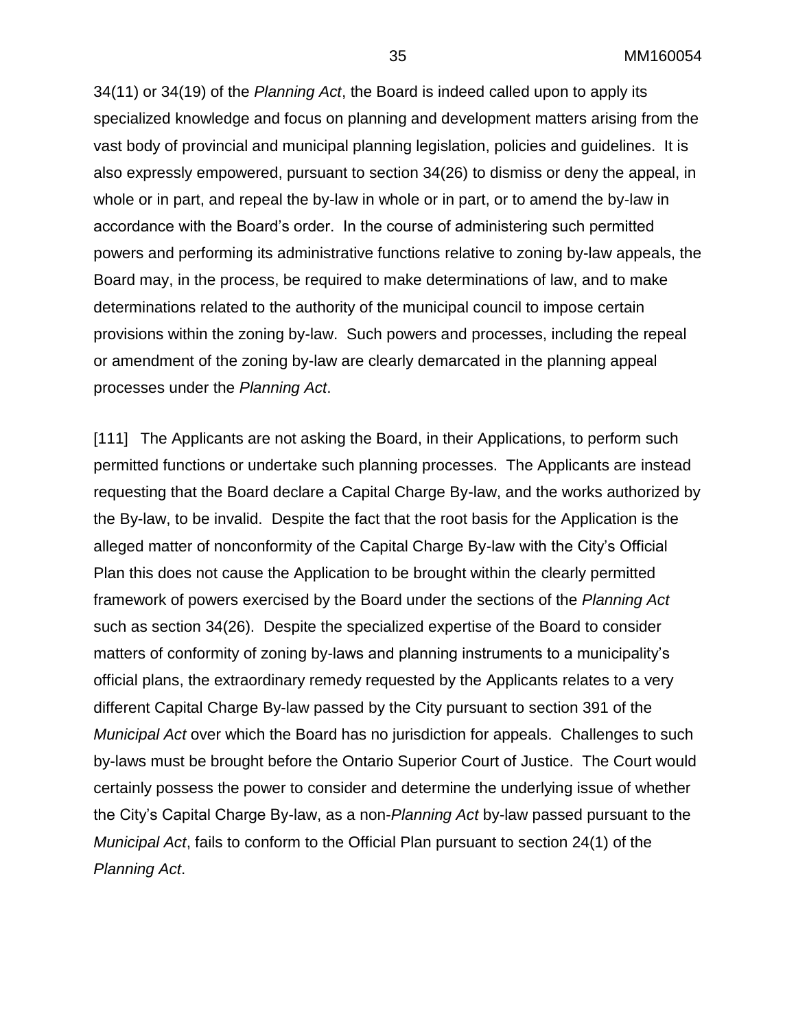34(11) or 34(19) of the *Planning Act*, the Board is indeed called upon to apply its specialized knowledge and focus on planning and development matters arising from the vast body of provincial and municipal planning legislation, policies and guidelines. It is also expressly empowered, pursuant to section 34(26) to dismiss or deny the appeal, in whole or in part, and repeal the by-law in whole or in part, or to amend the by-law in accordance with the Board's order. In the course of administering such permitted powers and performing its administrative functions relative to zoning by-law appeals, the Board may, in the process, be required to make determinations of law, and to make determinations related to the authority of the municipal council to impose certain provisions within the zoning by-law. Such powers and processes, including the repeal or amendment of the zoning by-law are clearly demarcated in the planning appeal processes under the *Planning Act*.

[111] The Applicants are not asking the Board, in their Applications, to perform such permitted functions or undertake such planning processes. The Applicants are instead requesting that the Board declare a Capital Charge By-law, and the works authorized by the By-law, to be invalid. Despite the fact that the root basis for the Application is the alleged matter of nonconformity of the Capital Charge By-law with the City's Official Plan this does not cause the Application to be brought within the clearly permitted framework of powers exercised by the Board under the sections of the *Planning Act* such as section 34(26). Despite the specialized expertise of the Board to consider matters of conformity of zoning by-laws and planning instruments to a municipality's official plans, the extraordinary remedy requested by the Applicants relates to a very different Capital Charge By-law passed by the City pursuant to section 391 of the *Municipal Act* over which the Board has no jurisdiction for appeals. Challenges to such by-laws must be brought before the Ontario Superior Court of Justice. The Court would certainly possess the power to consider and determine the underlying issue of whether the City's Capital Charge By-law, as a non-*Planning Act* by-law passed pursuant to the *Municipal Act*, fails to conform to the Official Plan pursuant to section 24(1) of the *Planning Act*.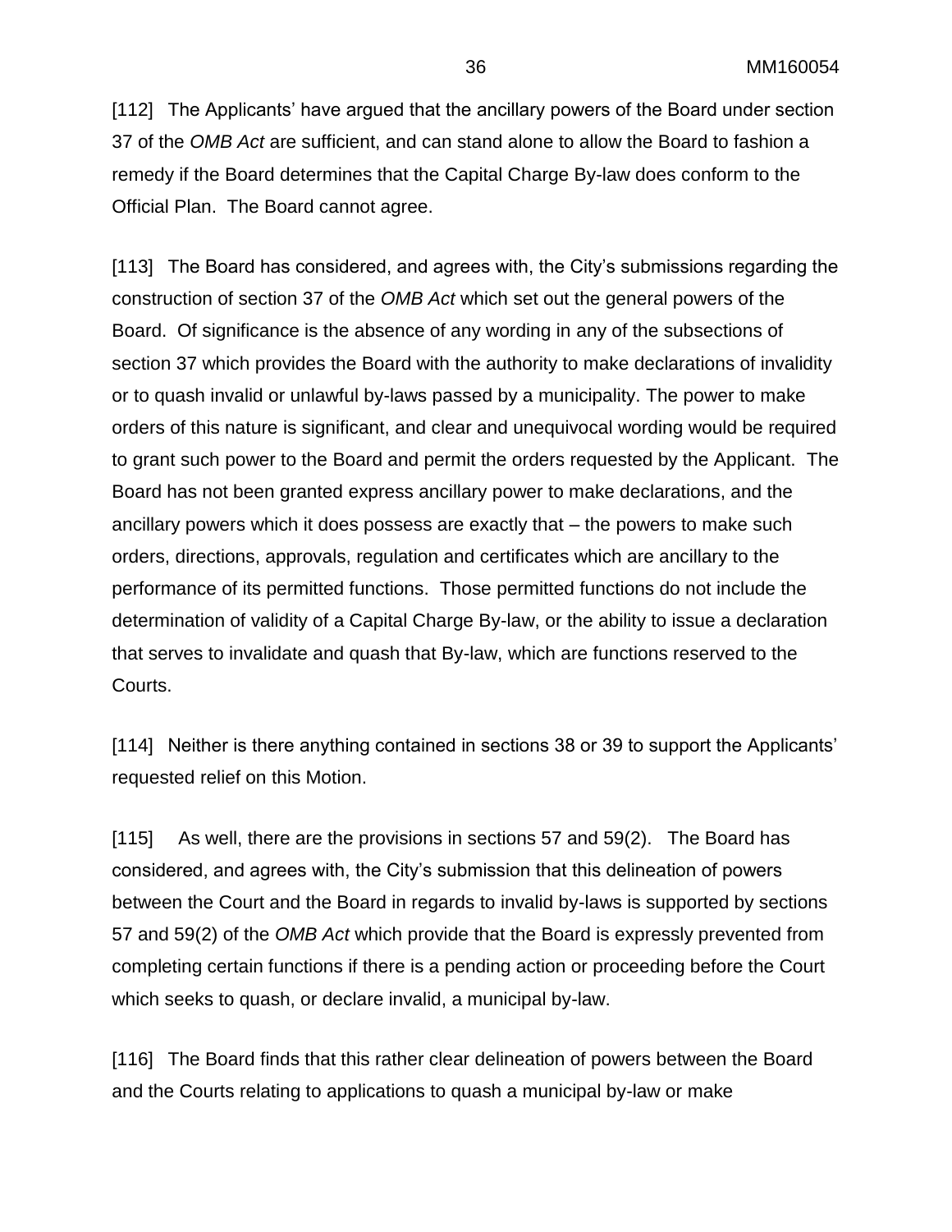[112] The Applicants' have argued that the ancillary powers of the Board under section 37 of the *OMB Act* are sufficient, and can stand alone to allow the Board to fashion a remedy if the Board determines that the Capital Charge By-law does conform to the Official Plan. The Board cannot agree.

[113] The Board has considered, and agrees with, the City's submissions regarding the construction of section 37 of the *OMB Act* which set out the general powers of the Board. Of significance is the absence of any wording in any of the subsections of section 37 which provides the Board with the authority to make declarations of invalidity or to quash invalid or unlawful by-laws passed by a municipality. The power to make orders of this nature is significant, and clear and unequivocal wording would be required to grant such power to the Board and permit the orders requested by the Applicant. The Board has not been granted express ancillary power to make declarations, and the ancillary powers which it does possess are exactly that – the powers to make such orders, directions, approvals, regulation and certificates which are ancillary to the performance of its permitted functions. Those permitted functions do not include the determination of validity of a Capital Charge By-law, or the ability to issue a declaration that serves to invalidate and quash that By-law, which are functions reserved to the Courts.

[114] Neither is there anything contained in sections 38 or 39 to support the Applicants' requested relief on this Motion.

[115] As well, there are the provisions in sections 57 and 59(2). The Board has considered, and agrees with, the City's submission that this delineation of powers between the Court and the Board in regards to invalid by-laws is supported by sections 57 and 59(2) of the *OMB Act* which provide that the Board is expressly prevented from completing certain functions if there is a pending action or proceeding before the Court which seeks to quash, or declare invalid, a municipal by-law.

[116] The Board finds that this rather clear delineation of powers between the Board and the Courts relating to applications to quash a municipal by-law or make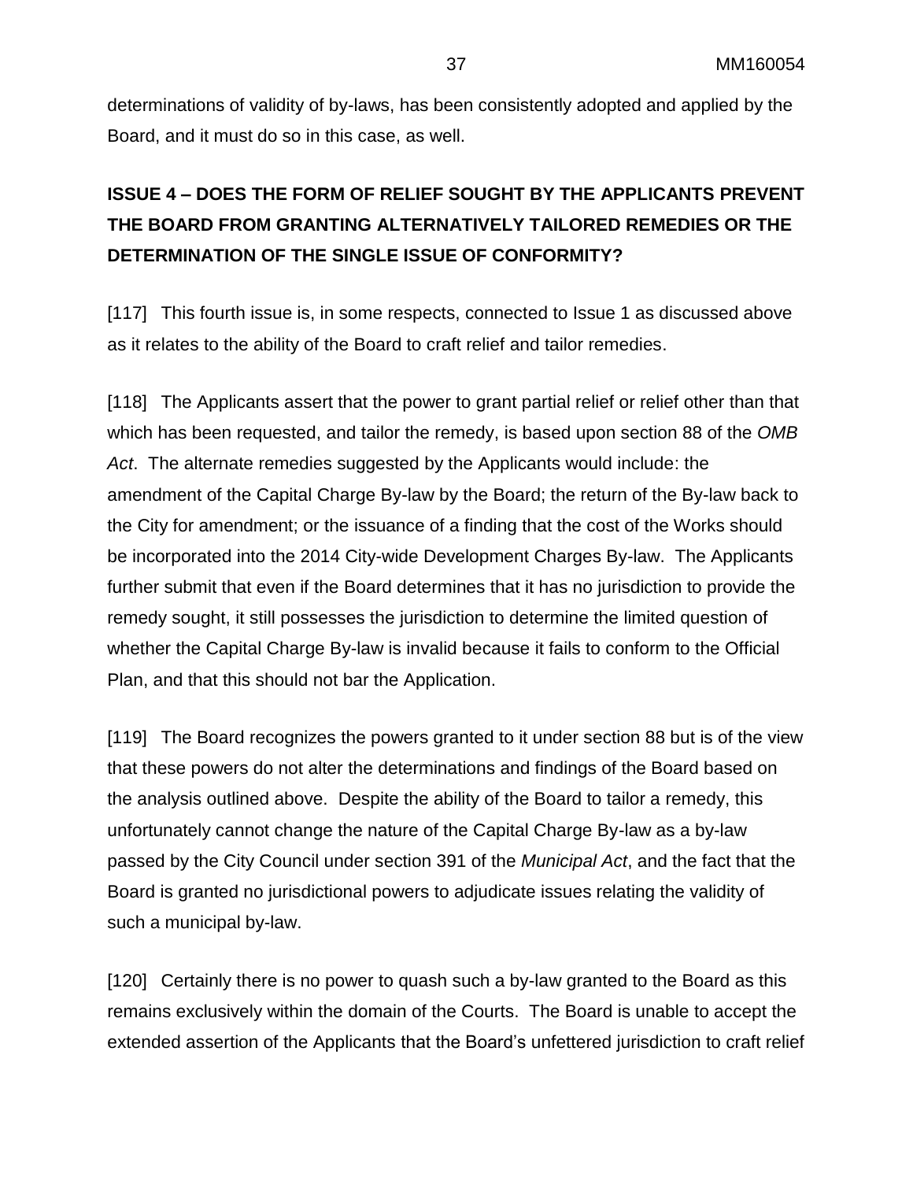determinations of validity of by-laws, has been consistently adopted and applied by the Board, and it must do so in this case, as well.

**ISSUE 4 – DOES THE FORM OF RELIEF SOUGHT BY THE APPLICANTS PREVENT THE BOARD FROM GRANTING ALTERNATIVELY TAILORED REMEDIES OR THE DETERMINATION OF THE SINGLE ISSUE OF CONFORMITY?**

[117] This fourth issue is, in some respects, connected to Issue 1 as discussed above as it relates to the ability of the Board to craft relief and tailor remedies.

[118] The Applicants assert that the power to grant partial relief or relief other than that which has been requested, and tailor the remedy, is based upon section 88 of the *OMB Act*. The alternate remedies suggested by the Applicants would include: the amendment of the Capital Charge By-law by the Board; the return of the By-law back to the City for amendment; or the issuance of a finding that the cost of the Works should be incorporated into the 2014 City-wide Development Charges By-law. The Applicants further submit that even if the Board determines that it has no jurisdiction to provide the remedy sought, it still possesses the jurisdiction to determine the limited question of whether the Capital Charge By-law is invalid because it fails to conform to the Official Plan, and that this should not bar the Application.

[119] The Board recognizes the powers granted to it under section 88 but is of the view that these powers do not alter the determinations and findings of the Board based on the analysis outlined above. Despite the ability of the Board to tailor a remedy, this unfortunately cannot change the nature of the Capital Charge By-law as a by-law passed by the City Council under section 391 of the *Municipal Act*, and the fact that the Board is granted no jurisdictional powers to adjudicate issues relating the validity of such a municipal by-law.

[120] Certainly there is no power to quash such a by-law granted to the Board as this remains exclusively within the domain of the Courts. The Board is unable to accept the extended assertion of the Applicants that the Board's unfettered jurisdiction to craft relief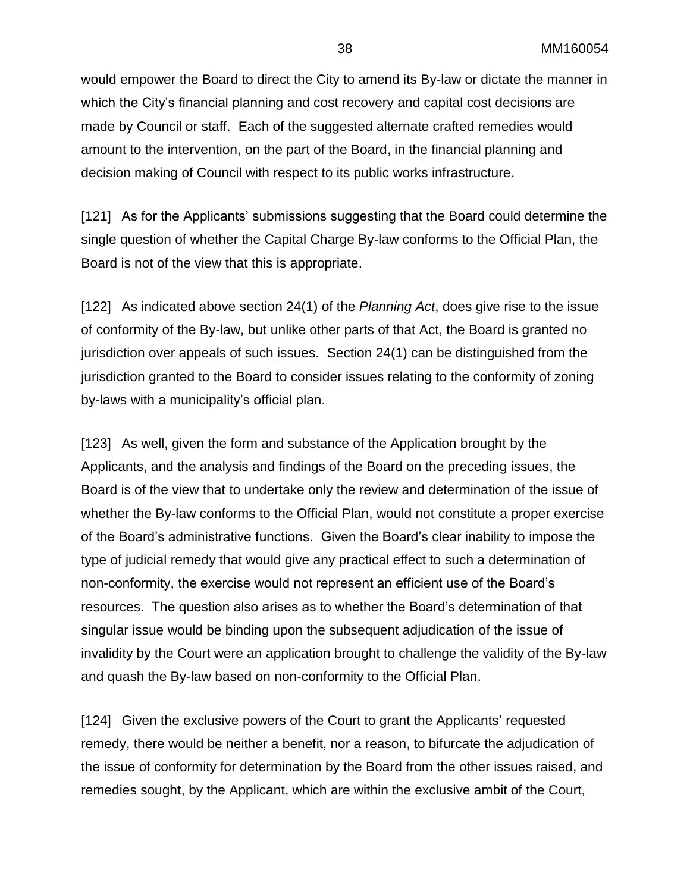would empower the Board to direct the City to amend its By-law or dictate the manner in which the City's financial planning and cost recovery and capital cost decisions are made by Council or staff. Each of the suggested alternate crafted remedies would amount to the intervention, on the part of the Board, in the financial planning and decision making of Council with respect to its public works infrastructure.

[121] As for the Applicants' submissions suggesting that the Board could determine the single question of whether the Capital Charge By-law conforms to the Official Plan, the Board is not of the view that this is appropriate.

[122] As indicated above section 24(1) of the *Planning Act*, does give rise to the issue of conformity of the By-law, but unlike other parts of that Act, the Board is granted no jurisdiction over appeals of such issues. Section 24(1) can be distinguished from the jurisdiction granted to the Board to consider issues relating to the conformity of zoning by-laws with a municipality's official plan.

[123] As well, given the form and substance of the Application brought by the Applicants, and the analysis and findings of the Board on the preceding issues, the Board is of the view that to undertake only the review and determination of the issue of whether the By-law conforms to the Official Plan, would not constitute a proper exercise of the Board's administrative functions. Given the Board's clear inability to impose the type of judicial remedy that would give any practical effect to such a determination of non-conformity, the exercise would not represent an efficient use of the Board's resources. The question also arises as to whether the Board's determination of that singular issue would be binding upon the subsequent adjudication of the issue of invalidity by the Court were an application brought to challenge the validity of the By-law and quash the By-law based on non-conformity to the Official Plan.

[124] Given the exclusive powers of the Court to grant the Applicants' requested remedy, there would be neither a benefit, nor a reason, to bifurcate the adjudication of the issue of conformity for determination by the Board from the other issues raised, and remedies sought, by the Applicant, which are within the exclusive ambit of the Court,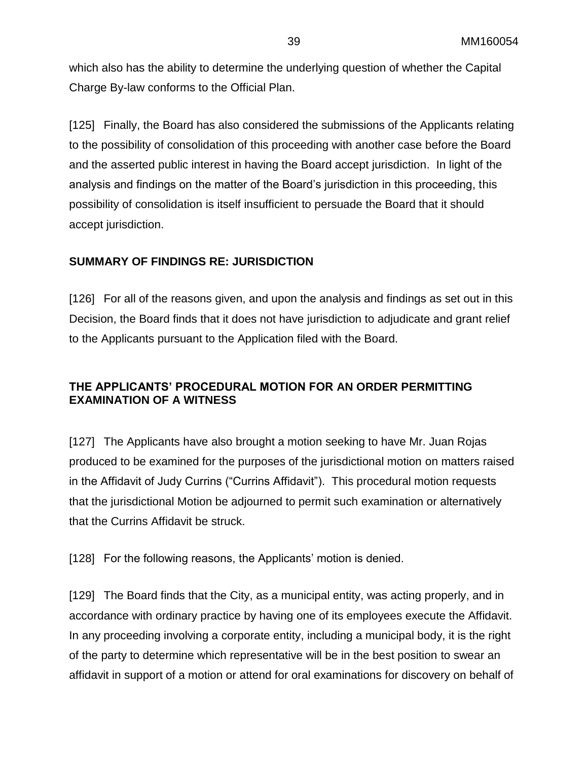which also has the ability to determine the underlying question of whether the Capital Charge By-law conforms to the Official Plan.

[125] Finally, the Board has also considered the submissions of the Applicants relating to the possibility of consolidation of this proceeding with another case before the Board and the asserted public interest in having the Board accept jurisdiction. In light of the analysis and findings on the matter of the Board's jurisdiction in this proceeding, this possibility of consolidation is itself insufficient to persuade the Board that it should accept jurisdiction.

## SUMMARY OF FINDINGS RE: JURISDICTION

[126] For all of the reasons given, and upon the analysis and findings as set out in this Decision, the Board finds that it does not have jurisdiction to adjudicate and grant relief to the Applicants pursuant to the Application filed with the Board.

## THE APPLICANTS' PROCEDURAL MOTION FOR AN ORDER PERMITTING EXAMINATION OF A WITNESS

[127] The Applicants have also brought a motion seeking to have Mr. Juan Rojas produced to be examined for the purposes of the jurisdictional motion on matters raised in the Affidavit of Judy Currins ("Currins Affidavit"). This procedural motion requests that the jurisdictional Motion be adjourned to permit such examination or alternatively that the Currins Affidavit be struck.

[128] For the following reasons, the Applicants' motion is denied.

[129] The Board finds that the City, as a municipal entity, was acting properly, and in accordance with ordinary practice by having one of its employees execute the Affidavit. In any proceeding involving a corporate entity, including a municipal body, it is the right of the party to determine which representative will be in the best position to swear an affidavit in support of a motion or attend for oral examinations for discovery on behalf of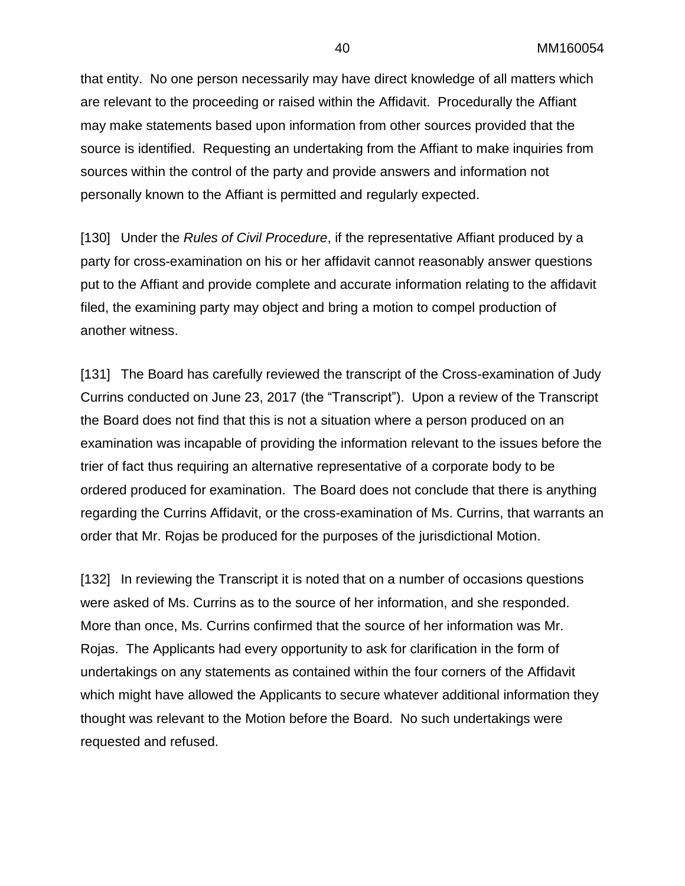that entity. No one person necessarily may have direct knowledge of all matters which are relevant to the proceeding or raised within the Affidavit. Procedurally the Affiant may make statements based upon information from other sources provided that the source is identified. Requesting an undertaking from the Affiant to make inquiries from sources within the control of the party and provide answers and information not personally known to the Affiant is permitted and regularly expected.

[130] Under the *Rules of Civil Procedure*, if the representative Affiant produced by a party for cross-examination on his or her affidavit cannot reasonably answer questions put to the Affiant and provide complete and accurate information relating to the affidavit filed, the examining party may object and bring a motion to compel production of another witness.

[131] The Board has carefully reviewed the transcript of the Cross-examination of Judy Currins conducted on June 23, 2017 (the "Transcript"). Upon a review of the Transcript the Board does not find that this is not a situation where a person produced on an examination was incapable of providing the information relevant to the issues before the trier of fact thus requiring an alternative representative of a corporate body to be ordered produced for examination. The Board does not conclude that there is anything regarding the Currins Affidavit, or the cross-examination of Ms. Currins, that warrants an order that Mr. Rojas be produced for the purposes of the jurisdictional Motion.

[132] In reviewing the Transcript it is noted that on a number of occasions questions were asked of Ms. Currins as to the source of her information, and she responded. More than once, Ms. Currins confirmed that the source of her information was Mr. Rojas. The Applicants had every opportunity to ask for clarification in the form of undertakings on any statements as contained within the four corners of the Affidavit which might have allowed the Applicants to secure whatever additional information they thought was relevant to the Motion before the Board. No such undertakings were requested and refused.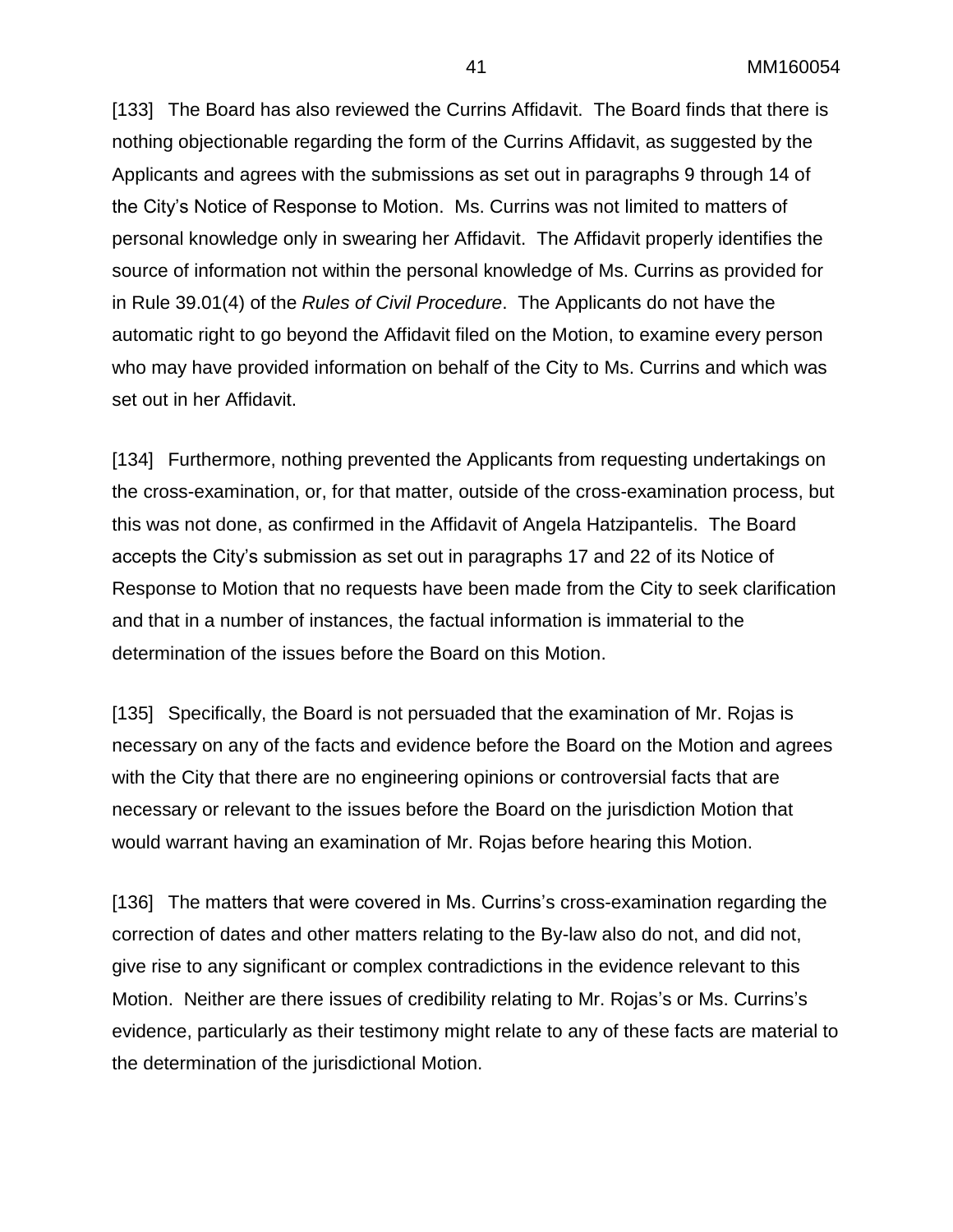[133] The Board has also reviewed the Currins Affidavit. The Board finds that there is nothing objectionable regarding the form of the Currins Affidavit, as suggested by the Applicants and agrees with the submissions as set out in paragraphs 9 through 14 of the City's Notice of Response to Motion. Ms. Currins was not limited to matters of personal knowledge only in swearing her Affidavit. The Affidavit properly identifies the source of information not within the personal knowledge of Ms. Currins as provided for in Rule 39.01(4) of the *Rules of Civil Procedure*. The Applicants do not have the automatic right to go beyond the Affidavit filed on the Motion, to examine every person who may have provided information on behalf of the City to Ms. Currins and which was set out in her Affidavit.

[134] Furthermore, nothing prevented the Applicants from requesting undertakings on the cross-examination, or, for that matter, outside of the cross-examination process, but this was not done, as confirmed in the Affidavit of Angela Hatzipantelis. The Board accepts the City's submission as set out in paragraphs 17 and 22 of its Notice of Response to Motion that no requests have been made from the City to seek clarification and that in a number of instances, the factual information is immaterial to the determination of the issues before the Board on this Motion.

[135] Specifically, the Board is not persuaded that the examination of Mr. Rojas is necessary on any of the facts and evidence before the Board on the Motion and agrees with the City that there are no engineering opinions or controversial facts that are necessary or relevant to the issues before the Board on the jurisdiction Motion that would warrant having an examination of Mr. Rojas before hearing this Motion.

[136] The matters that were covered in Ms. Currins's cross-examination regarding the correction of dates and other matters relating to the By-law also do not, and did not, give rise to any significant or complex contradictions in the evidence relevant to this Motion. Neither are there issues of credibility relating to Mr. Rojas's or Ms. Currins's evidence, particularly as their testimony might relate to any of these facts are material to the determination of the jurisdictional Motion.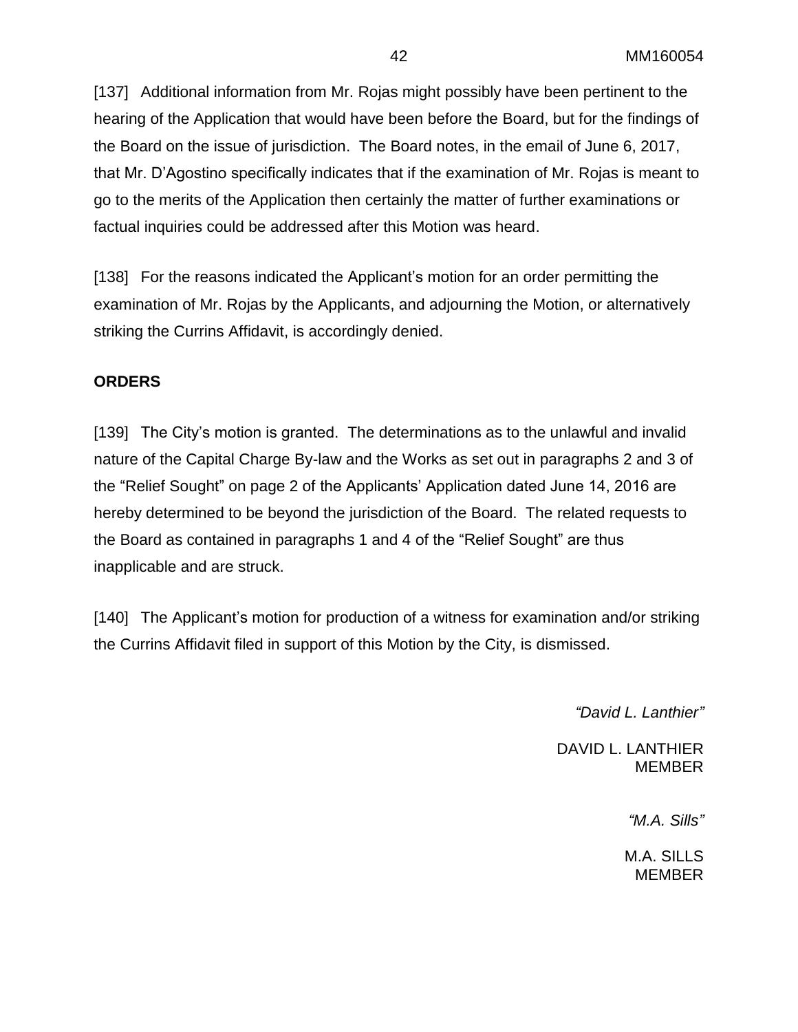[137] Additional information from Mr. Rojas might possibly have been pertinent to the hearing of the Application that would have been before the Board, but for the findings of the Board on the issue of jurisdiction. The Board notes, in the email of June 6, 2017, that Mr. D'Agostino specifically indicates that if the examination of Mr. Rojas is meant to go to the merits of the Application then certainly the matter of further examinations or factual inquiries could be addressed after this Motion was heard.

[138] For the reasons indicated the Applicant's motion for an order permitting the examination of Mr. Rojas by the Applicants, and adjourning the Motion, or alternatively striking the Currins Affidavit, is accordingly denied.

**ORDERS**

[139] The City's motion is granted. The determinations as to the unlawful and invalid nature of the Capital Charge By-law and the Works as set out in paragraphs 2 and 3 of the "Relief Sought" on page 2 of the Applicants' Application dated June 14, 2016 are hereby determined to be beyond the jurisdiction of the Board. The related requests to the Board as contained in paragraphs 1 and 4 of the "Relief Sought" are thus inapplicable and are struck.

[140] The Applicant's motion for production of a witness for examination and/or striking the Currins Affidavit filed in support of this Motion by the City, is dismissed.

*"David L. Lanthier"*

DAVID L. LANTHIER
MEMBER

*"M.A. Sills"*

M.A. SILLS
MEMBER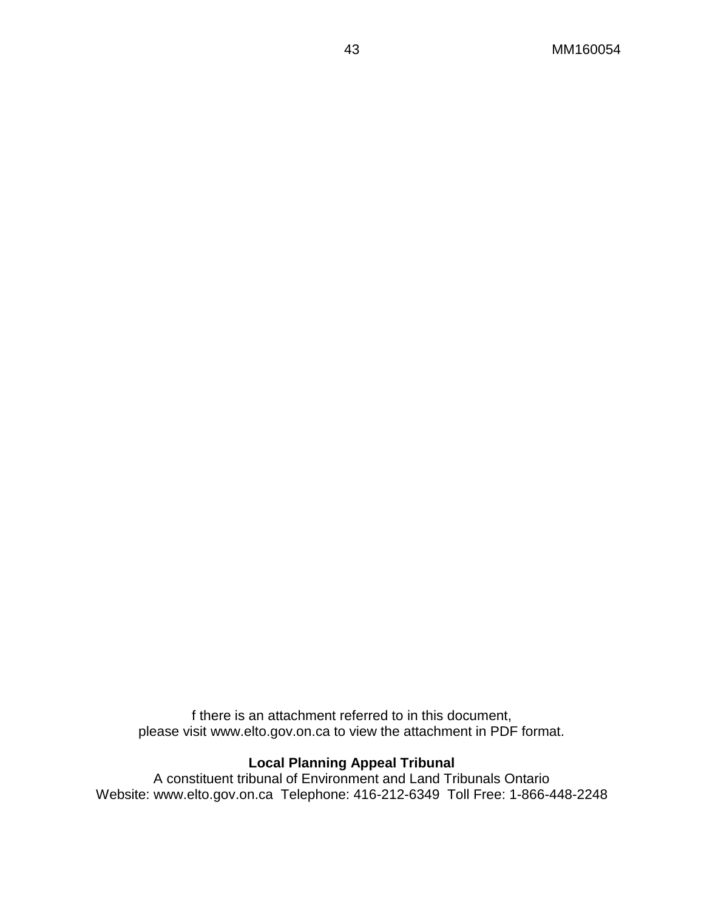f there is an attachment referred to in this document,
please visit www.elto.gov.on.ca to view the attachment in PDF format.

**Local Planning Appeal Tribunal**
A constituent tribunal of Environment and Land Tribunals Ontario
Website: www.elto.gov.on.ca  Telephone: 416-212-6349  Toll Free: 1-866-448-2248